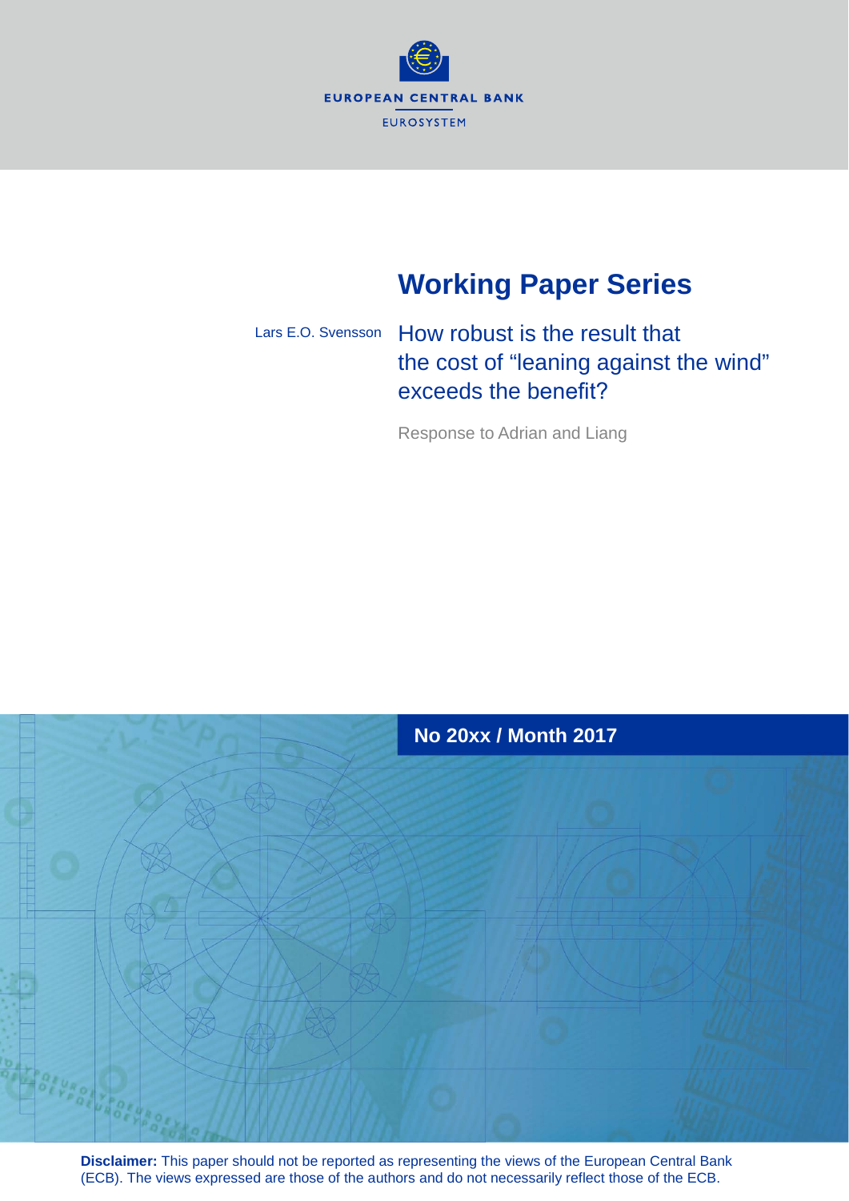EUROPEAN CENTRAL BANK

EUROSYSTEM

# Working Paper Series

Lars E.O. Svensson

## How robust is the result that the cost of “leaning against the wind” exceeds the benefit?

Response to Adrian and Liang

**No 20xx / Month 2017**

**Disclaimer:** This paper should not be reported as representing the views of the European Central Bank (ECB). The views expressed are those of the authors and do not necessarily reflect those of the ECB.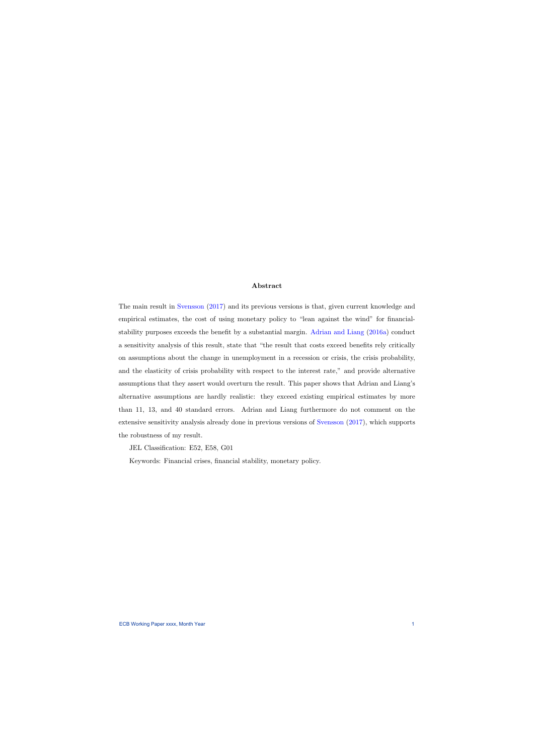## Abstract

The main result in Svensson (2017) and its previous versions is that, given current knowledge and empirical estimates, the cost of using monetary policy to "lean against the wind" for financial-stability purposes exceeds the benefit by a substantial margin. Adrian and Liang (2016a) conduct a sensitivity analysis of this result, state that "the result that costs exceed benefits rely critically on assumptions about the change in unemployment in a recession or crisis, the crisis probability, and the elasticity of crisis probability with respect to the interest rate," and provide alternative assumptions that they assert would overturn the result. This paper shows that Adrian and Liang's alternative assumptions are hardly realistic: they exceed existing empirical estimates by more than 11, 13, and 40 standard errors. Adrian and Liang furthermore do not comment on the extensive sensitivity analysis already done in previous versions of Svensson (2017), which supports the robustness of my result.

JEL Classification: E52, E58, G01

Keywords: Financial crises, financial stability, monetary policy.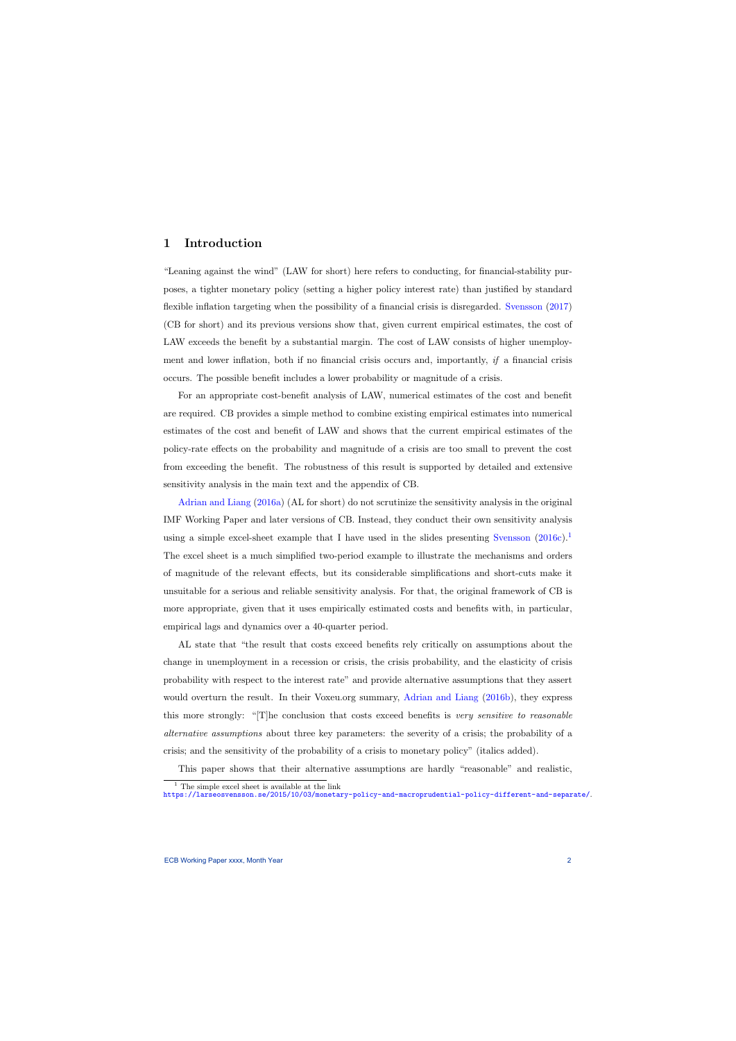# 1 Introduction

"Leaning against the wind" (LAW for short) here refers to conducting, for financial-stability purposes, a tighter monetary policy (setting a higher policy interest rate) than justified by standard flexible inflation targeting when the possibility of a financial crisis is disregarded. Svensson (2017) (CB for short) and its previous versions show that, given current empirical estimates, the cost of LAW exceeds the benefit by a substantial margin. The cost of LAW consists of higher unemployment and lower inflation, both if no financial crisis occurs and, importantly, *if* a financial crisis occurs. The possible benefit includes a lower probability or magnitude of a crisis.

For an appropriate cost-benefit analysis of LAW, numerical estimates of the cost and benefit are required. CB provides a simple method to combine existing empirical estimates into numerical estimates of the cost and benefit of LAW and shows that the current empirical estimates of the policy-rate effects on the probability and magnitude of a crisis are too small to prevent the cost from exceeding the benefit. The robustness of this result is supported by detailed and extensive sensitivity analysis in the main text and the appendix of CB.

Adrian and Liang (2016a) (AL for short) do not scrutinize the sensitivity analysis in the original IMF Working Paper and later versions of CB. Instead, they conduct their own sensitivity analysis using a simple excel-sheet example that I have used in the slides presenting Svensson (2016c).[1] The excel sheet is a much simplified two-period example to illustrate the mechanisms and orders of magnitude of the relevant effects, but its considerable simplifications and short-cuts make it unsuitable for a serious and reliable sensitivity analysis. For that, the original framework of CB is more appropriate, given that it uses empirically estimated costs and benefits with, in particular, empirical lags and dynamics over a 40-quarter period.

AL state that "the result that costs exceed benefits rely critically on assumptions about the change in unemployment in a recession or crisis, the crisis probability, and the elasticity of crisis probability with respect to the interest rate" and provide alternative assumptions that they assert would overturn the result. In their Voxeu.org summary, Adrian and Liang (2016b), they express this more strongly: "[T]he conclusion that costs exceed benefits is *very sensitive to reasonable alternative assumptions* about three key parameters: the severity of a crisis; the probability of a crisis; and the sensitivity of the probability of a crisis to monetary policy" (italics added).

This paper shows that their alternative assumptions are hardly "reasonable" and realistic,

[1] The simple excel sheet is available at the link https://larseosvensson.se/2015/10/03/monetary-policy-and-macroprudential-policy-different-and-separate/.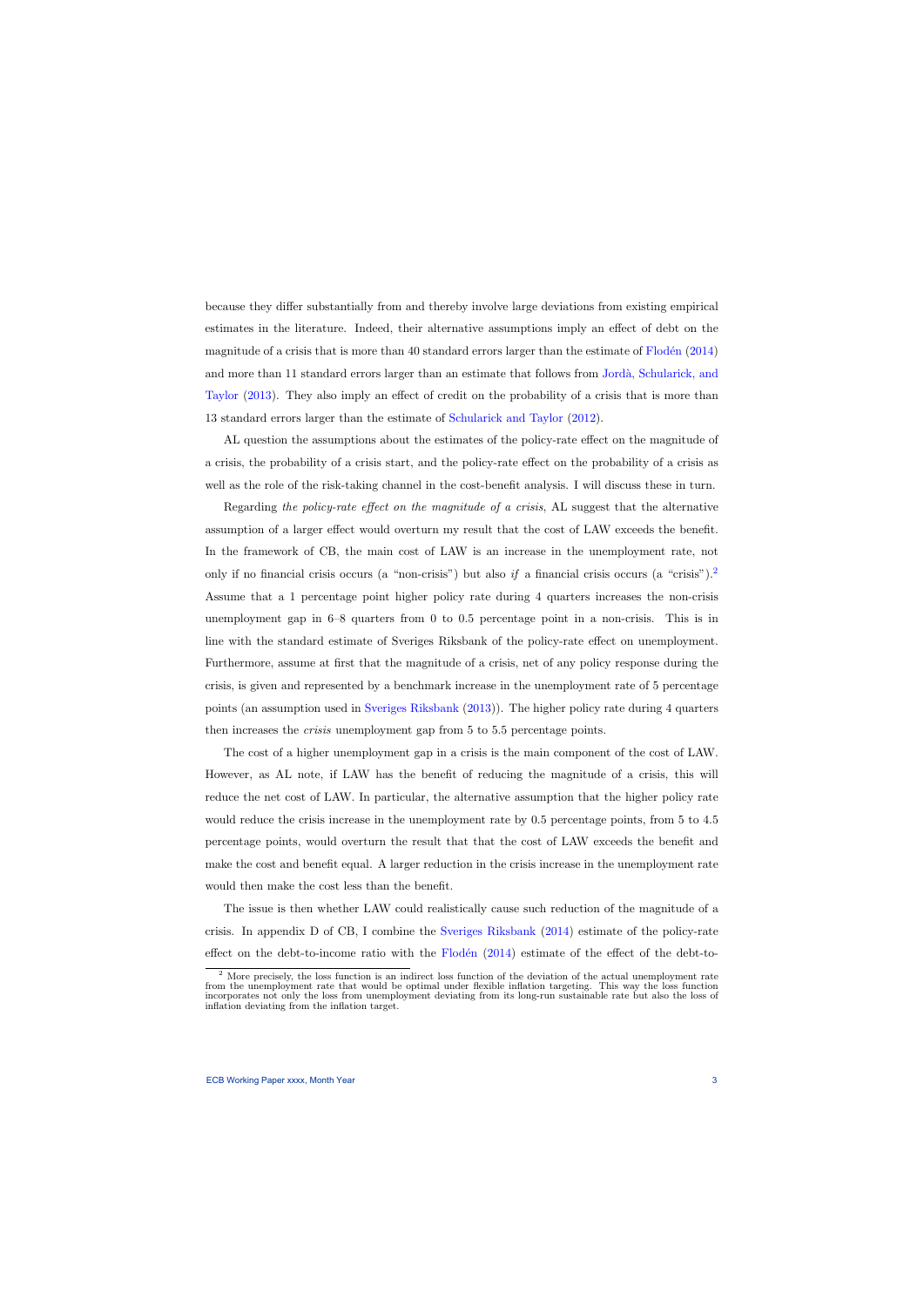because they differ substantially from and thereby involve large deviations from existing empirical estimates in the literature. Indeed, their alternative assumptions imply an effect of debt on the magnitude of a crisis that is more than 40 standard errors larger than the estimate of Flodén (2014) and more than 11 standard errors larger than an estimate that follows from Jordà, Schularick, and Taylor (2013). They also imply an effect of credit on the probability of a crisis that is more than 13 standard errors larger than the estimate of Schularick and Taylor (2012).

AL question the assumptions about the estimates of the policy-rate effect on the magnitude of a crisis, the probability of a crisis start, and the policy-rate effect on the probability of a crisis as well as the role of the risk-taking channel in the cost-benefit analysis. I will discuss these in turn.

Regarding *the policy-rate effect on the magnitude of a crisis*, AL suggest that the alternative assumption of a larger effect would overturn my result that the cost of LAW exceeds the benefit. In the framework of CB, the main cost of LAW is an increase in the unemployment rate, not only if no financial crisis occurs (a "non-crisis") but also *if* a financial crisis occurs (a "crisis").[2] Assume that a 1 percentage point higher policy rate during 4 quarters increases the non-crisis unemployment gap in 6–8 quarters from 0 to 0.5 percentage point in a non-crisis. This is in line with the standard estimate of Sveriges Riksbank of the policy-rate effect on unemployment. Furthermore, assume at first that the magnitude of a crisis, net of any policy response during the crisis, is given and represented by a benchmark increase in the unemployment rate of 5 percentage points (an assumption used in Sveriges Riksbank (2013)). The higher policy rate during 4 quarters then increases the *crisis* unemployment gap from 5 to 5.5 percentage points.

The cost of a higher unemployment gap in a crisis is the main component of the cost of LAW. However, as AL note, if LAW has the benefit of reducing the magnitude of a crisis, this will reduce the net cost of LAW. In particular, the alternative assumption that the higher policy rate would reduce the crisis increase in the unemployment rate by 0.5 percentage points, from 5 to 4.5 percentage points, would overturn the result that that the cost of LAW exceeds the benefit and make the cost and benefit equal. A larger reduction in the crisis increase in the unemployment rate would then make the cost less than the benefit.

The issue is then whether LAW could realistically cause such reduction of the magnitude of a crisis. In appendix D of CB, I combine the Sveriges Riksbank (2014) estimate of the policy-rate effect on the debt-to-income ratio with the Flodén (2014) estimate of the effect of the debt-to-

[2] More precisely, the loss function is an indirect loss function of the deviation of the actual unemployment rate from the unemployment rate that would be optimal under flexible inflation targeting. This way the loss function incorporates not only the loss from unemployment deviating from its long-run sustainable rate but also the loss of inflation deviating from the inflation target.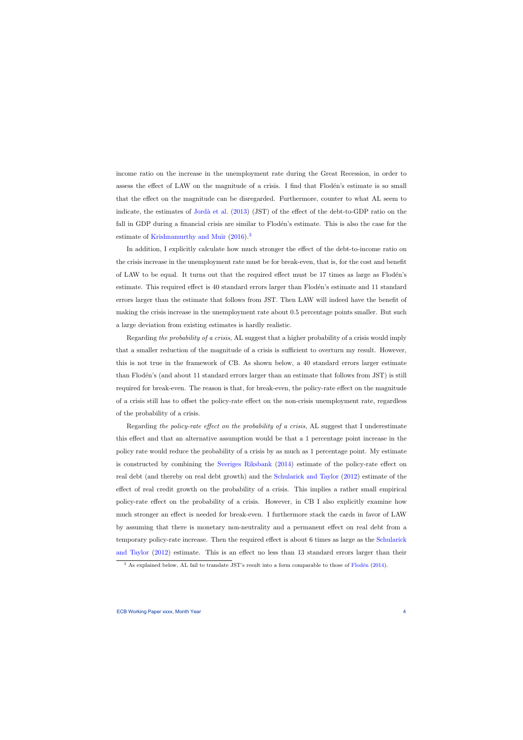income ratio on the increase in the unemployment rate during the Great Recession, in order to assess the effect of LAW on the magnitude of a crisis. I find that Flodén's estimate is so small that the effect on the magnitude can be disregarded. Furthermore, counter to what AL seem to indicate, the estimates of Jordà et al. (2013) (JST) of the effect of the debt-to-GDP ratio on the fall in GDP during a financial crisis are similar to Flodén's estimate. This is also the case for the estimate of Krishnamurthy and Muir (2016).[3]

In addition, I explicitly calculate how much stronger the effect of the debt-to-income ratio on the crisis increase in the unemployment rate must be for break-even, that is, for the cost and benefit of LAW to be equal. It turns out that the required effect must be 17 times as large as Flodén's estimate. This required effect is 40 standard errors larger than Flodén's estimate and 11 standard errors larger than the estimate that follows from JST. Then LAW will indeed have the benefit of making the crisis increase in the unemployment rate about 0.5 percentage points smaller. But such a large deviation from existing estimates is hardly realistic.

Regarding *the probability of a crisis*, AL suggest that a higher probability of a crisis would imply that a smaller reduction of the magnitude of a crisis is sufficient to overturn my result. However, this is not true in the framework of CB. As shown below, a 40 standard errors larger estimate than Flodén's (and about 11 standard errors larger than an estimate that follows from JST) is still required for break-even. The reason is that, for break-even, the policy-rate effect on the magnitude of a crisis still has to offset the policy-rate effect on the non-crisis unemployment rate, regardless of the probability of a crisis.

Regarding *the policy-rate effect on the probability of a crisis*, AL suggest that I underestimate this effect and that an alternative assumption would be that a 1 percentage point increase in the policy rate would reduce the probability of a crisis by as much as 1 percentage point. My estimate is constructed by combining the Sveriges Riksbank (2014) estimate of the policy-rate effect on real debt (and thereby on real debt growth) and the Schularick and Taylor (2012) estimate of the effect of real credit growth on the probability of a crisis. This implies a rather small empirical policy-rate effect on the probability of a crisis. However, in CB I also explicitly examine how much stronger an effect is needed for break-even. I furthermore stack the cards in favor of LAW by assuming that there is monetary non-neutrality and a permanent effect on real debt from a temporary policy-rate increase. Then the required effect is about 6 times as large as the Schularick and Taylor (2012) estimate. This is an effect no less than 13 standard errors larger than their

[3] As explained below, AL fail to translate JST's result into a form comparable to those of Flodén (2014).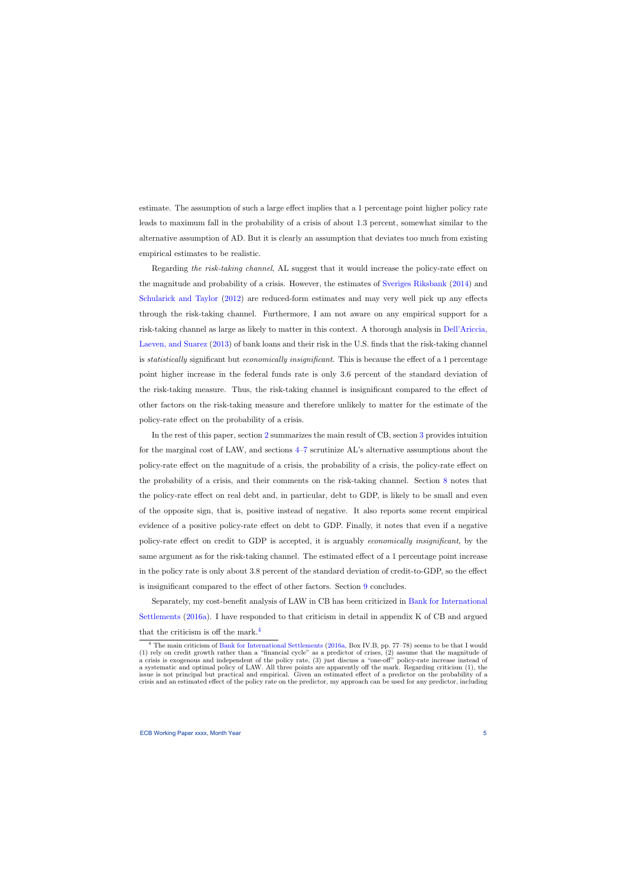estimate. The assumption of such a large effect implies that a 1 percentage point higher policy rate leads to maximum fall in the probability of a crisis of about 1.3 percent, somewhat similar to the alternative assumption of AD. But it is clearly an assumption that deviates too much from existing empirical estimates to be realistic.

Regarding *the risk-taking channel*, AL suggest that it would increase the policy-rate effect on the magnitude and probability of a crisis. However, the estimates of Sveriges Riksbank (2014) and Schularick and Taylor (2012) are reduced-form estimates and may very well pick up any effects through the risk-taking channel. Furthermore, I am not aware on any empirical support for a risk-taking channel as large as likely to matter in this context. A thorough analysis in Dell'Ariccia, Laeven, and Suarez (2013) of bank loans and their risk in the U.S. finds that the risk-taking channel is *statistically* significant but *economically insignificant*. This is because the effect of a 1 percentage point higher increase in the federal funds rate is only 3.6 percent of the standard deviation of the risk-taking measure. Thus, the risk-taking channel is insignificant compared to the effect of other factors on the risk-taking measure and therefore unlikely to matter for the estimate of the policy-rate effect on the probability of a crisis.

In the rest of this paper, section 2 summarizes the main result of CB, section 3 provides intuition for the marginal cost of LAW, and sections 4–7 scrutinize AL's alternative assumptions about the policy-rate effect on the magnitude of a crisis, the probability of a crisis, the policy-rate effect on the probability of a crisis, and their comments on the risk-taking channel. Section 8 notes that the policy-rate effect on real debt and, in particular, debt to GDP, is likely to be small and even of the opposite sign, that is, positive instead of negative. It also reports some recent empirical evidence of a positive policy-rate effect on debt to GDP. Finally, it notes that even if a negative policy-rate effect on credit to GDP is accepted, it is arguably *economically insignificant*, by the same argument as for the risk-taking channel. The estimated effect of a 1 percentage point increase in the policy rate is only about 3.8 percent of the standard deviation of credit-to-GDP, so the effect is insignificant compared to the effect of other factors. Section 9 concludes.

Separately, my cost-benefit analysis of LAW in CB has been criticized in Bank for International Settlements (2016a). I have responded to that criticism in detail in appendix K of CB and argued that the criticism is off the mark.[4]

[4] The main criticism of Bank for International Settlements (2016a, Box IV.B, pp. 77–78) seems to be that I would (1) rely on credit growth rather than a "financial cycle" as a predictor of crises, (2) assume that the magnitude of a crisis is exogenous and independent of the policy rate, (3) just discuss a "one-off" policy-rate increase instead of a systematic and optimal policy of LAW. All three points are apparently off the mark. Regarding criticism (1), the issue is not principal but practical and empirical. Given an estimated effect of a predictor on the probability of a crisis and an estimated effect of the policy rate on the predictor, my approach can be used for any predictor, including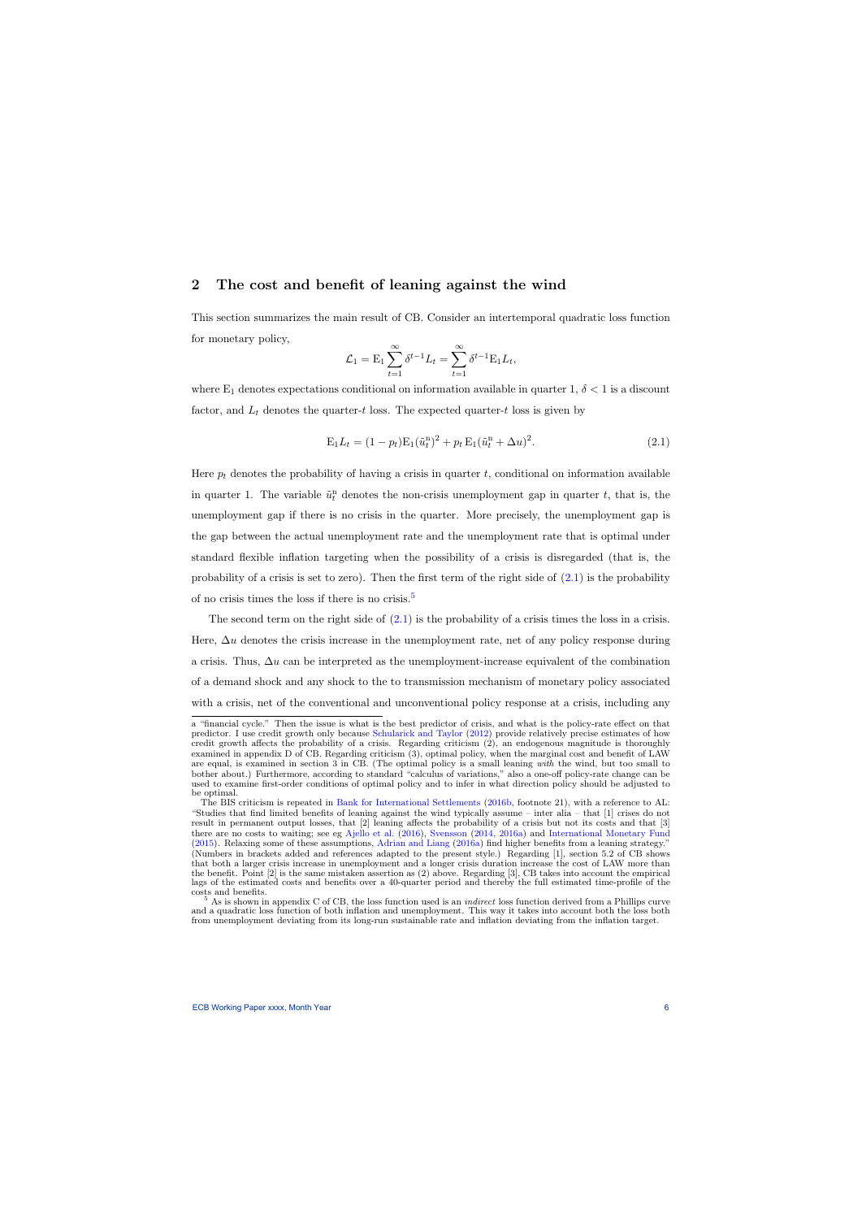## 2 The cost and benefit of leaning against the wind

This section summarizes the main result of CB. Consider an intertemporal quadratic loss function for monetary policy,

$$\mathcal{L}_1 = \mathrm{E}_1 \sum_{t=1}^{\infty} \delta^{t-1} L_t = \sum_{t=1}^{\infty} \delta^{t-1} \mathrm{E}_1 L_t,$$

where $\mathrm{E}_1$ denotes expectations conditional on information available in quarter 1, $\delta < 1$ is a discount factor, and $L_t$ denotes the quarter-$t$ loss. The expected quarter-$t$ loss is given by

$$\mathrm{E}_1 L_t = (1 - p_t)\mathrm{E}_1(\tilde{u}_t^{\mathrm{n}})^2 + p_t \, \mathrm{E}_1(\tilde{u}_t^{\mathrm{n}} + \Delta u)^2. \tag{2.1}$$

Here $p_t$ denotes the probability of having a crisis in quarter $t$, conditional on information available in quarter 1. The variable $\tilde{u}_t^{\mathrm{n}}$ denotes the non-crisis unemployment gap in quarter $t$, that is, the unemployment gap if there is no crisis in the quarter. More precisely, the unemployment gap is the gap between the actual unemployment rate and the unemployment rate that is optimal under standard flexible inflation targeting when the possibility of a crisis is disregarded (that is, the probability of a crisis is set to zero). Then the first term of the right side of (2.1) is the probability of no crisis times the loss if there is no crisis.[5]

The second term on the right side of (2.1) is the probability of a crisis times the loss in a crisis. Here, $\Delta u$ denotes the crisis increase in the unemployment rate, net of any policy response during a crisis. Thus, $\Delta u$ can be interpreted as the unemployment-increase equivalent of the combination of a demand shock and any shock to the to transmission mechanism of monetary policy associated with a crisis, net of the conventional and unconventional policy response at a crisis, including any

---

a "financial cycle." Then the issue is what is the best predictor of crisis, and what is the policy-rate effect on that predictor. I use credit growth only because Schularick and Taylor (2012) provide relatively precise estimates of how credit growth affects the probability of a crisis. Regarding criticism (2), an endogenous magnitude is thoroughly examined in appendix D of CB. Regarding criticism (3), optimal policy, when the marginal cost and benefit of LAW are equal, is examined in section 3 in CB. (The optimal policy is a small leaning *with* the wind, but too small to bother about.) Furthermore, according to standard "calculus of variations," also a one-off policy-rate change can be used to examine first-order conditions of optimal policy and to infer in what direction policy should be adjusted to be optimal.

The BIS criticism is repeated in Bank for International Settlements (2016b, footnote 21), with a reference to AL: "Studies that find limited benefits of leaning against the wind typically assume – inter alia – that [1] crises do not result in permanent output losses, that [2] leaning affects the probability of a crisis but not its costs and that [3] there are no costs to waiting; see eg Ajello et al. (2016), Svensson (2014, 2016a) and International Monetary Fund (2015). Relaxing some of these assumptions, Adrian and Liang (2016a) find higher benefits from a leaning strategy." (Numbers in brackets added and references adapted to the present style.) Regarding [1], section 5.2 of CB shows that both a larger crisis increase in unemployment and a longer crisis duration increase the cost of LAW more than the benefit. Point [2] is the same mistaken assertion as (2) above. Regarding [3], CB takes into account the empirical lags of the estimated costs and benefits over a 40-quarter period and thereby the full estimated time-profile of the costs and benefits.

[5] As is shown in appendix C of CB, the loss function used is an *indirect* loss function derived from a Phillips curve and a quadratic loss function of both inflation and unemployment. This way it takes into account both the loss both from unemployment deviating from its long-run sustainable rate and inflation deviating from the inflation target.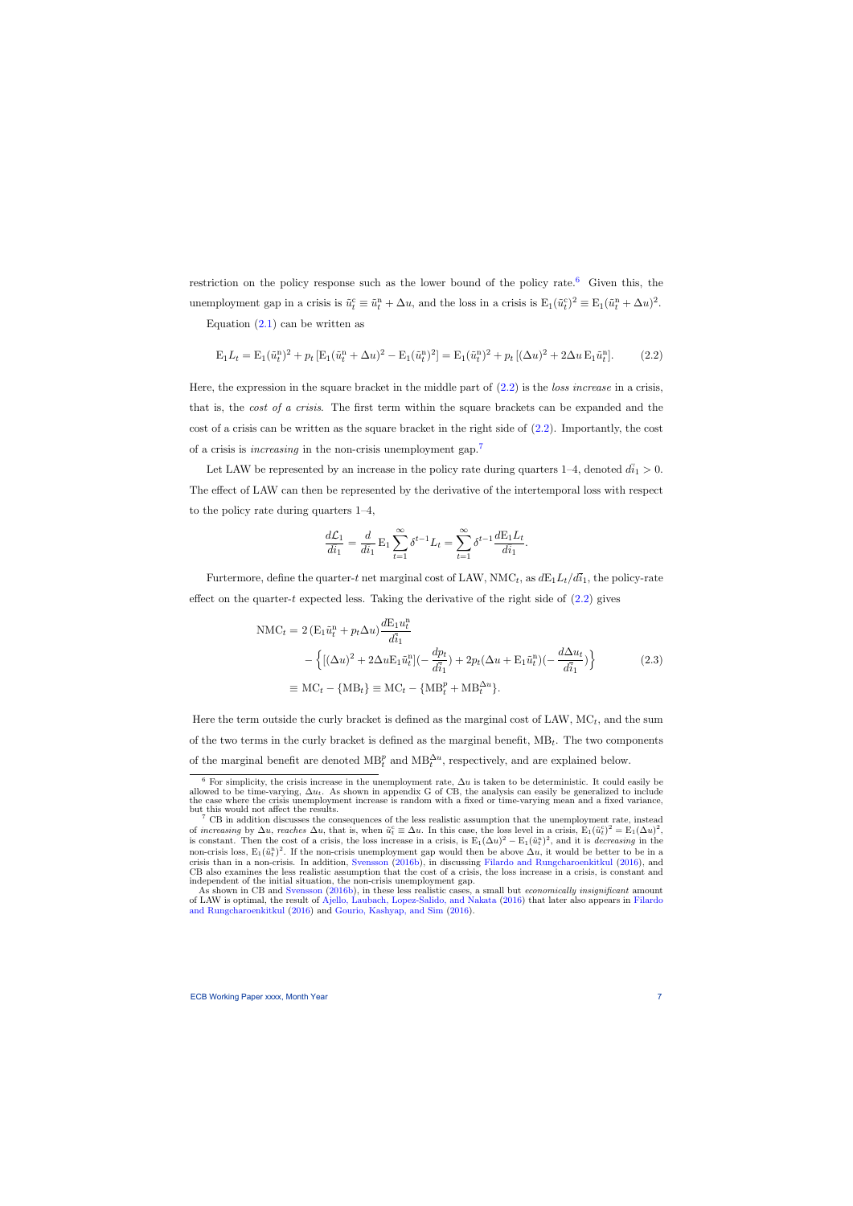restriction on the policy response such as the lower bound of the policy rate.[6] Given this, the unemployment gap in a crisis is $\tilde{u}_t^{\rm c} \equiv \tilde{u}_t^{\rm n} + \Delta u$, and the loss in a crisis is $\mathrm{E}_1(\tilde{u}_t^{\rm c})^2 \equiv \mathrm{E}_1(\tilde{u}_t^{\rm n} + \Delta u)^2$.

Equation (2.1) can be written as

$$\mathrm{E}_1 L_t = \mathrm{E}_1(\tilde{u}_t^{\rm n})^2 + p_t\left[\mathrm{E}_1(\tilde{u}_t^{\rm n} + \Delta u)^2 - \mathrm{E}_1(\tilde{u}_t^{\rm n})^2\right] = \mathrm{E}_1(\tilde{u}_t^{\rm n})^2 + p_t\left[(\Delta u)^2 + 2\Delta u\,\mathrm{E}_1\tilde{u}_t^{\rm n}\right]. \tag{2.2}$$

Here, the expression in the square bracket in the middle part of (2.2) is the *loss increase* in a crisis, that is, the *cost of a crisis*. The first term within the square brackets can be expanded and the cost of a crisis can be written as the square bracket in the right side of (2.2). Importantly, the cost of a crisis is *increasing* in the non-crisis unemployment gap.[7]

Let LAW be represented by an increase in the policy rate during quarters 1–4, denoted $d\bar{i}_1 > 0$. The effect of LAW can then be represented by the derivative of the intertemporal loss with respect to the policy rate during quarters 1–4,

$$\frac{d\mathcal{L}_1}{d\bar{i}_1} = \frac{d}{d\bar{i}_1}\mathrm{E}_1\sum_{t=1}^{\infty}\delta^{t-1}L_t = \sum_{t=1}^{\infty}\delta^{t-1}\frac{d\mathrm{E}_1 L_t}{d\bar{i}_1}.$$

Furthermore, define the quarter-$t$ net marginal cost of LAW, $\mathrm{NMC}_t$, as $d\mathrm{E}_1 L_t/d\bar{i}_1$, the policy-rate effect on the quarter-$t$ expected less. Taking the derivative of the right side of (2.2) gives

$$\begin{aligned}
\mathrm{NMC}_t &= 2\left(\mathrm{E}_1\tilde{u}_t^{\rm n} + p_t\Delta u\right)\frac{d\mathrm{E}_1 u_t^{\rm n}}{d\bar{i}_1} \\
&\qquad - \left\{\left[(\Delta u)^2 + 2\Delta u\mathrm{E}_1\tilde{u}_t^{\rm n}\right]\left(-\frac{dp_t}{d\bar{i}_1}\right) + 2p_t(\Delta u + \mathrm{E}_1\tilde{u}_t^{\rm n})\left(-\frac{d\Delta u_t}{d\bar{i}_1}\right)\right\} \\
&\equiv \mathrm{MC}_t - \{\mathrm{MB}_t\} \equiv \mathrm{MC}_t - \{\mathrm{MB}_t^p + \mathrm{MB}_t^{\Delta u}\}.
\end{aligned} \tag{2.3}$$

Here the term outside the curly bracket is defined as the marginal cost of LAW, $\mathrm{MC}_t$, and the sum of the two terms in the curly bracket is defined as the marginal benefit, $\mathrm{MB}_t$. The two components of the marginal benefit are denoted $\mathrm{MB}_t^p$ and $\mathrm{MB}_t^{\Delta u}$, respectively, and are explained below.

---

[6] For simplicity, the crisis increase in the unemployment rate, $\Delta u$ is taken to be deterministic. It could easily be allowed to be time-varying, $\Delta u_t$. As shown in appendix G of CB, the analysis can easily be generalized to include the case where the crisis unemployment increase is random with a fixed or time-varying mean and a fixed variance, but this would not affect the results.

[7] CB in addition discusses the consequences of the less realistic assumption that the unemployment rate, instead of *increasing* by $\Delta u$, *reaches* $\Delta u$, that is, when $\tilde{u}_t^{\rm c} \equiv \Delta u$. In this case, the loss level in a crisis, $\mathrm{E}_1(\tilde{u}_t^{\rm c})^2 = \mathrm{E}_1(\Delta u)^2$, is constant. Then the cost of a crisis, the loss increase in a crisis, is $\mathrm{E}_1(\Delta u)^2 - \mathrm{E}_1(\tilde{u}_t^{\rm n})^2$, and it is *decreasing* in the non-crisis loss, $\mathrm{E}_1(\tilde{u}_t^{\rm n})^2$. If the non-crisis unemployment gap would then be above $\Delta u$, it would be better to be in a crisis than in a non-crisis. In addition, Svensson (2016b), in discussing Filardo and Rungcharoenkitkul (2016), and CB also examines the less realistic assumption that the cost of a crisis, the loss increase in a crisis, is constant and independent of the initial situation, the non-crisis unemployment gap.

As shown in CB and Svensson (2016b), in these less realistic cases, a small but *economically insignificant* amount of LAW is optimal, the result of Ajello, Laubach, Lopez-Salido, and Nakata (2016) that later also appears in Filardo and Rungcharoenkitkul (2016) and Gourio, Kashyap, and Sim (2016).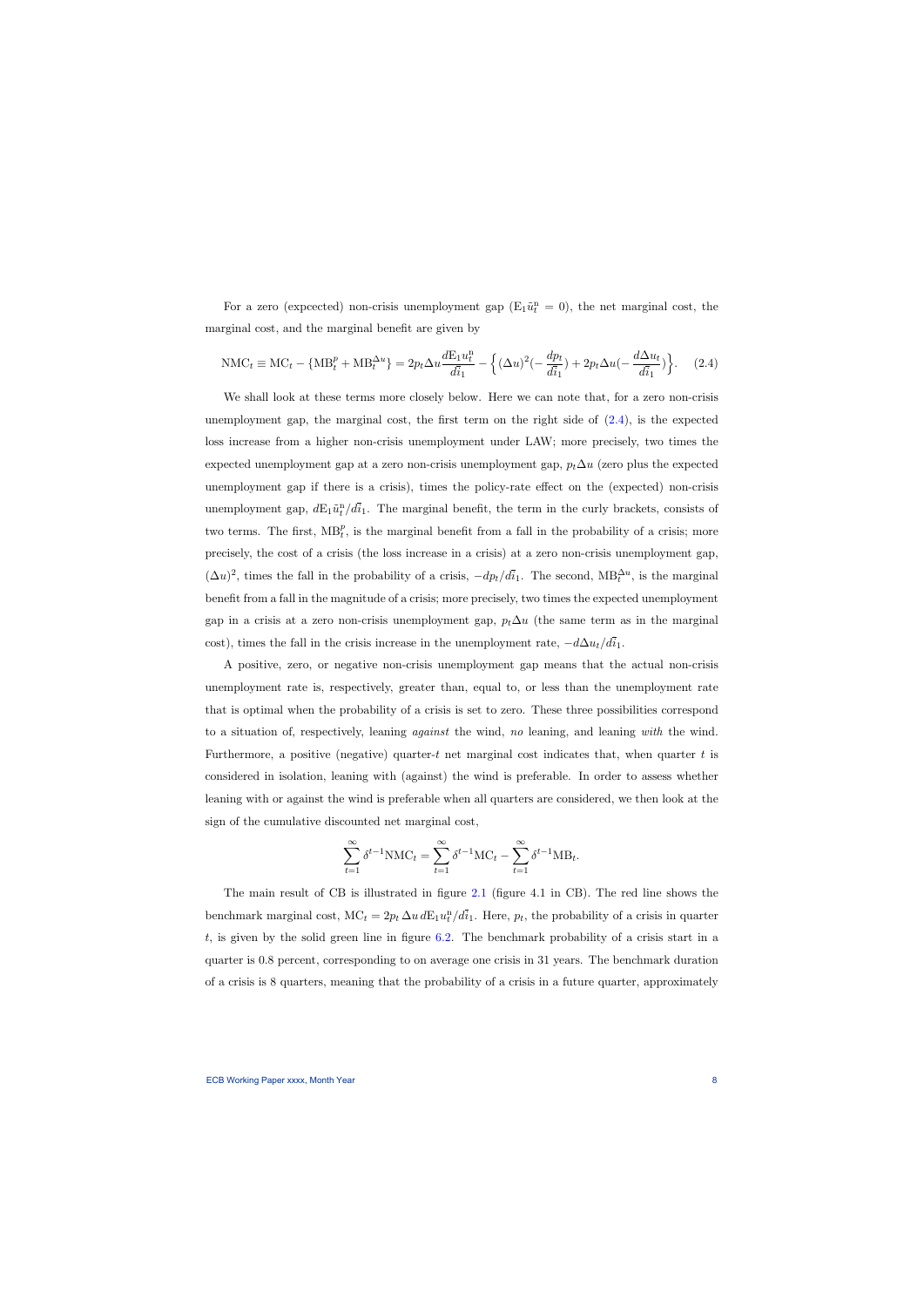For a zero (expcected) non-crisis unemployment gap ($\mathrm{E}_1\tilde{u}^{\mathrm{n}}_t = 0$), the net marginal cost, the marginal cost, and the marginal benefit are given by

$$\mathrm{NMC}_t \equiv \mathrm{MC}_t - \{\mathrm{MB}^p_t + \mathrm{MB}^{\Delta u}_t\} = 2p_t\Delta u\frac{d\mathrm{E}_1 u^{\mathrm{n}}_t}{d\bar{i}_1} - \Big\{(\Delta u)^2(-\frac{dp_t}{d\bar{i}_1}) + 2p_t\Delta u(-\frac{d\Delta u_t}{d\bar{i}_1})\Big\}. \quad (2.4)$$

We shall look at these terms more closely below. Here we can note that, for a zero non-crisis unemployment gap, the marginal cost, the first term on the right side of (2.4), is the expected loss increase from a higher non-crisis unemployment under LAW; more precisely, two times the expected unemployment gap at a zero non-crisis unemployment gap, $p_t\Delta u$ (zero plus the expected unemployment gap if there is a crisis), times the policy-rate effect on the (expected) non-crisis unemployment gap, $d\mathrm{E}_1\tilde{u}^{\mathrm{n}}_t/d\bar{i}_1$. The marginal benefit, the term in the curly brackets, consists of two terms. The first, $\mathrm{MB}^p_t$, is the marginal benefit from a fall in the probability of a crisis; more precisely, the cost of a crisis (the loss increase in a crisis) at a zero non-crisis unemployment gap, $(\Delta u)^2$, times the fall in the probability of a crisis, $-dp_t/d\bar{i}_1$. The second, $\mathrm{MB}^{\Delta u}_t$, is the marginal benefit from a fall in the magnitude of a crisis; more precisely, two times the expected unemployment gap in a crisis at a zero non-crisis unemployment gap, $p_t\Delta u$ (the same term as in the marginal cost), times the fall in the crisis increase in the unemployment rate, $-d\Delta u_t/d\bar{i}_1$.

A positive, zero, or negative non-crisis unemployment gap means that the actual non-crisis unemployment rate is, respectively, greater than, equal to, or less than the unemployment rate that is optimal when the probability of a crisis is set to zero. These three possibilities correspond to a situation of, respectively, leaning *against* the wind, *no* leaning, and leaning *with* the wind. Furthermore, a positive (negative) quarter-$t$ net marginal cost indicates that, when quarter $t$ is considered in isolation, leaning with (against) the wind is preferable. In order to assess whether leaning with or against the wind is preferable when all quarters are considered, we then look at the sign of the cumulative discounted net marginal cost,

$$\sum_{t=1}^{\infty}\delta^{t-1}\mathrm{NMC}_t = \sum_{t=1}^{\infty}\delta^{t-1}\mathrm{MC}_t - \sum_{t=1}^{\infty}\delta^{t-1}\mathrm{MB}_t.$$

The main result of CB is illustrated in figure 2.1 (figure 4.1 in CB). The red line shows the benchmark marginal cost, $\mathrm{MC}_t = 2p_t\,\Delta u\, d\mathrm{E}_1 u^{\mathrm{n}}_t/d\bar{i}_1$. Here, $p_t$, the probability of a crisis in quarter $t$, is given by the solid green line in figure 6.2. The benchmark probability of a crisis start in a quarter is 0.8 percent, corresponding to on average one crisis in 31 years. The benchmark duration of a crisis is 8 quarters, meaning that the probability of a crisis in a future quarter, approximately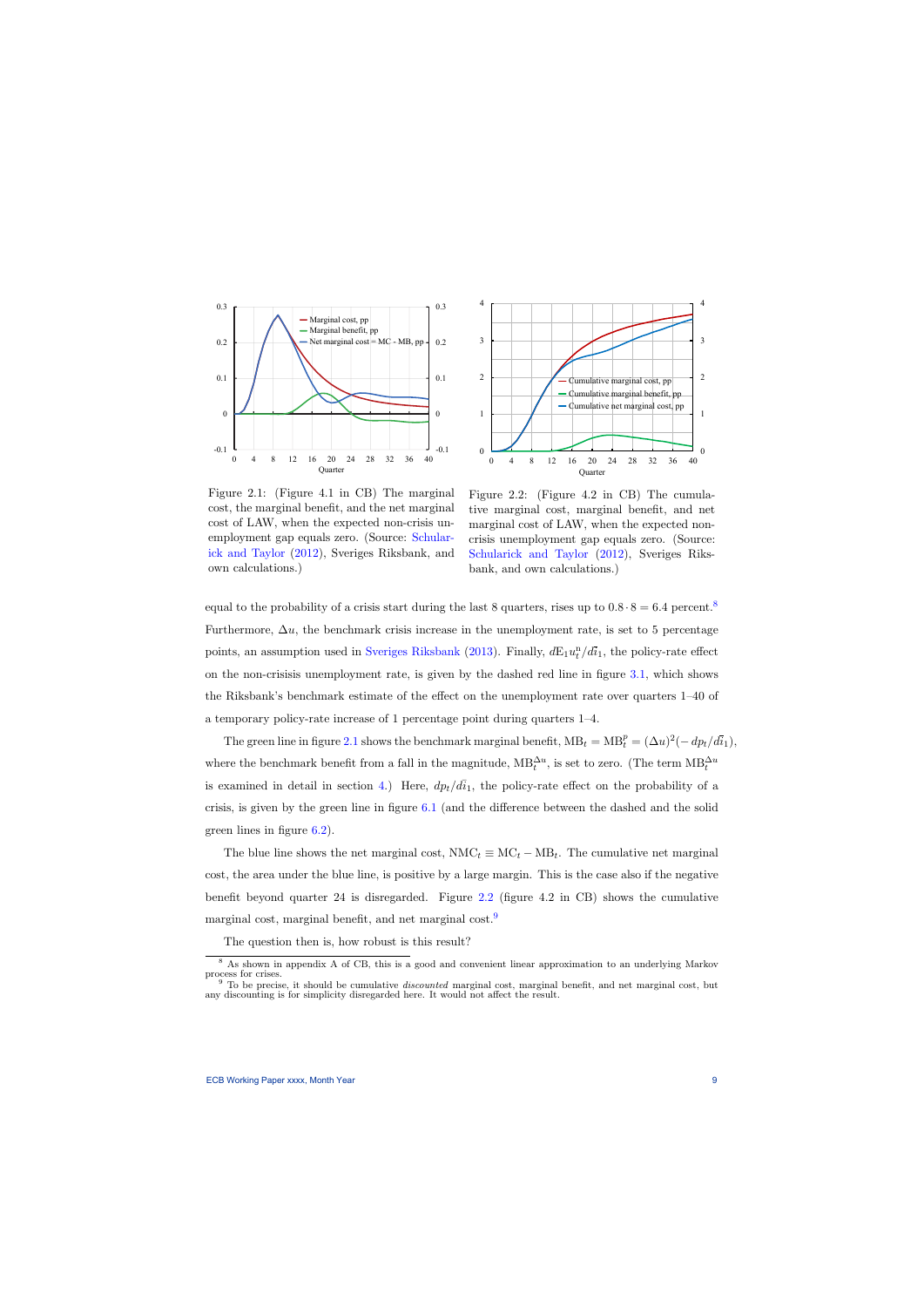0.3
0.2
0.1
0
-0.1
0 4 8 12 16 20 24 28 32 36 40
Quarter
Marginal cost, pp
Marginal benefit, pp
Net marginal cost = MC - MB, pp

Figure 2.1: (Figure 4.1 in CB) The marginal cost, the marginal benefit, and the net marginal cost of LAW, when the expected non-crisis unemployment gap equals zero. (Source: Schularick and Taylor (2012), Sveriges Riksbank, and own calculations.)

4
3
2
1
0
0 4 8 12 16 20 24 28 32 36 40
Quarter
Cumulative marginal cost, pp
Cumulative marginal benefit, pp
Cumulative net marginal cost, pp

Figure 2.2: (Figure 4.2 in CB) The cumulative marginal cost, marginal benefit, and net marginal cost of LAW, when the expected non-crisis unemployment gap equals zero. (Source: Schularick and Taylor (2012), Sveriges Riksbank, and own calculations.)

equal to the probability of a crisis start during the last 8 quarters, rises up to $0.8 \cdot 8 = 6.4$ percent.[8] Furthermore, $\Delta u$, the benchmark crisis increase in the unemployment rate, is set to 5 percentage points, an assumption used in Sveriges Riksbank (2013). Finally, $d\mathrm{E}_1 u_t^n / d\bar{i}_1$, the policy-rate effect on the non-crisisis unemployment rate, is given by the dashed red line in figure 3.1, which shows the Riksbank's benchmark estimate of the effect on the unemployment rate over quarters 1–40 of a temporary policy-rate increase of 1 percentage point during quarters 1–4.

The green line in figure 2.1 shows the benchmark marginal benefit, $\mathrm{MB}_t = \mathrm{MB}_t^p = (\Delta u)^2 (-dp_t / d\bar{i}_1)$, where the benchmark benefit from a fall in the magnitude, $\mathrm{MB}_t^{\Delta u}$, is set to zero. (The term $\mathrm{MB}_t^{\Delta u}$ is examined in detail in section 4.) Here, $dp_t / d\bar{i}_1$, the policy-rate effect on the probability of a crisis, is given by the green line in figure 6.1 (and the difference between the dashed and the solid green lines in figure 6.2).

The blue line shows the net marginal cost, $\mathrm{NMC}_t \equiv \mathrm{MC}_t - \mathrm{MB}_t$. The cumulative net marginal cost, the area under the blue line, is positive by a large margin. This is the case also if the negative benefit beyond quarter 24 is disregarded. Figure 2.2 (figure 4.2 in CB) shows the cumulative marginal cost, marginal benefit, and net marginal cost.[9]

The question then is, how robust is this result?

[8] As shown in appendix A of CB, this is a good and convenient linear approximation to an underlying Markov process for crises.

[9] To be precise, it should be cumulative *discounted* marginal cost, marginal benefit, and net marginal cost, but any discounting is for simplicity disregarded here. It would not affect the result.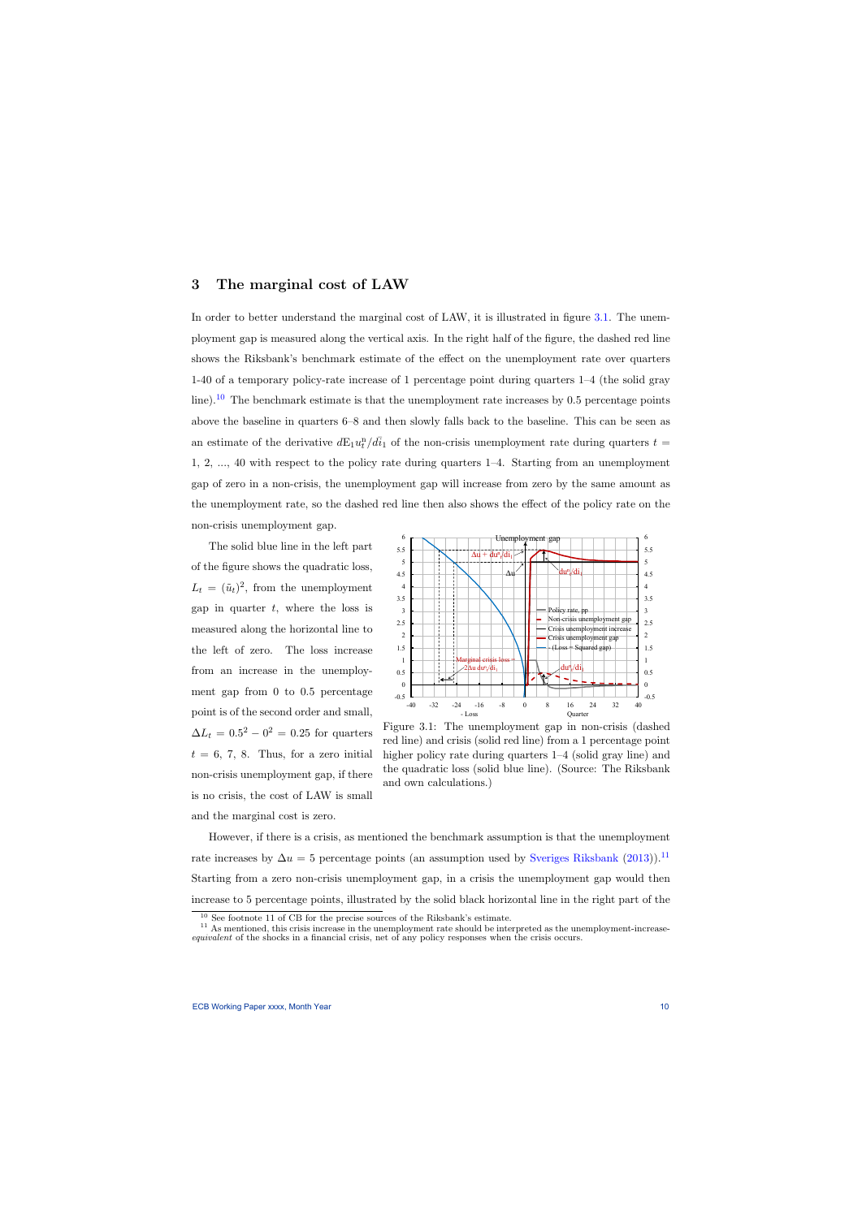# 3 The marginal cost of LAW

In order to better understand the marginal cost of LAW, it is illustrated in figure 3.1. The unemployment gap is measured along the vertical axis. In the right half of the figure, the dashed red line shows the Riksbank's benchmark estimate of the effect on the unemployment rate over quarters 1-40 of a temporary policy-rate increase of 1 percentage point during quarters 1–4 (the solid gray line).[10] The benchmark estimate is that the unemployment rate increases by 0.5 percentage points above the baseline in quarters 6–8 and then slowly falls back to the baseline. This can be seen as an estimate of the derivative $dE_1 u_t^n / d\bar{i}_1$ of the non-crisis unemployment rate during quarters $t = 1, 2, ..., 40$ with respect to the policy rate during quarters 1–4. Starting from an unemployment gap of zero in a non-crisis, the unemployment gap will increase from zero by the same amount as the unemployment rate, so the dashed red line then also shows the effect of the policy rate on the non-crisis unemployment gap.

The solid blue line in the left part of the figure shows the quadratic loss, $L_t = (\tilde{u}_t)^2$, from the unemployment gap in quarter $t$, where the loss is measured along the horizontal line to the left of zero. The loss increase from an increase in the unemployment gap from 0 to 0.5 percentage point is of the second order and small, $\Delta L_t = 0.5^2 - 0^2 = 0.25$ for quarters $t = 6, 7, 8$. Thus, for a zero initial non-crisis unemployment gap, if there is no crisis, the cost of LAW is small and the marginal cost is zero.

Unemployment gap
Δu + du^n_t/di_1
Δu
du^n_t/di_1
Marginal crisis loss = 2Δu du^n_t/di_1
du^n_t/di_1
Policy rate, pp
Non-crisis unemployment gap
Crisis unemployment increase
Crisis unemployment gap
- (Loss = Squared gap)
6
5.5
5
4.5
4
3.5
3
2.5
2
1.5
1
0.5
0
-0.5
-40 -32 -24 -16 -8 0 8 16 24 32 40
- Loss
Quarter

Figure 3.1: The unemployment gap in non-crisis (dashed red line) and crisis (solid red line) from a 1 percentage point higher policy rate during quarters 1–4 (solid gray line) and the quadratic loss (solid blue line). (Source: The Riksbank and own calculations.)

However, if there is a crisis, as mentioned the benchmark assumption is that the unemployment rate increases by $\Delta u = 5$ percentage points (an assumption used by Sveriges Riksbank (2013)).[11] Starting from a zero non-crisis unemployment gap, in a crisis the unemployment gap would then increase to 5 percentage points, illustrated by the solid black horizontal line in the right part of the

[10] See footnote 11 of CB for the precise sources of the Riksbank's estimate.

[11] As mentioned, this crisis increase in the unemployment rate should be interpreted as the unemployment-increase-*equivalent* of the shocks in a financial crisis, net of any policy responses when the crisis occurs.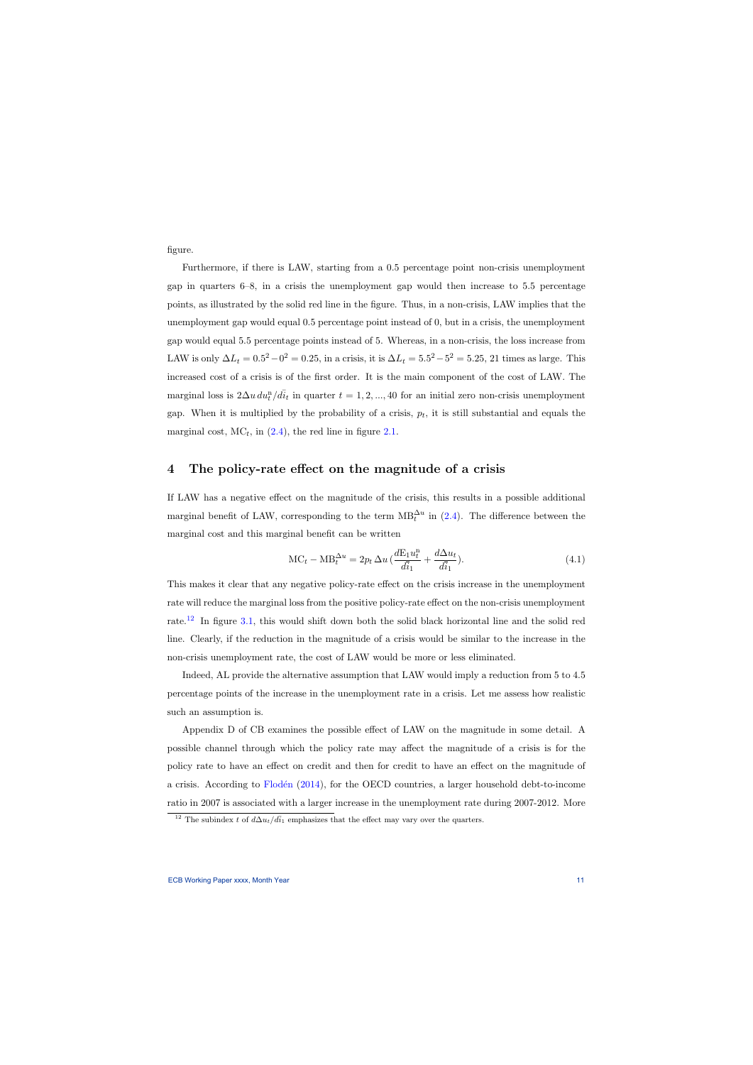figure.

Furthermore, if there is LAW, starting from a 0.5 percentage point non-crisis unemployment gap in quarters 6–8, in a crisis the unemployment gap would then increase to 5.5 percentage points, as illustrated by the solid red line in the figure. Thus, in a non-crisis, LAW implies that the unemployment gap would equal 0.5 percentage point instead of 0, but in a crisis, the unemployment gap would equal 5.5 percentage points instead of 5. Whereas, in a non-crisis, the loss increase from LAW is only $\Delta L_t = 0.5^2 - 0^2 = 0.25$, in a crisis, it is $\Delta L_t = 5.5^2 - 5^2 = 5.25$, 21 times as large. This increased cost of a crisis is of the first order. It is the main component of the cost of LAW. The marginal loss is $2 \Delta u \, du_t^{\rm n}/d\bar{i}_t$ in quarter $t = 1, 2, ..., 40$ for an initial zero non-crisis unemployment gap. When it is multiplied by the probability of a crisis, $p_t$, it is still substantial and equals the marginal cost, $\mathrm{MC}_t$, in (2.4), the red line in figure 2.1.

## 4 The policy-rate effect on the magnitude of a crisis

If LAW has a negative effect on the magnitude of the crisis, this results in a possible additional marginal benefit of LAW, corresponding to the term $\mathrm{MB}_t^{\Delta u}$ in (2.4). The difference between the marginal cost and this marginal benefit can be written

$$\mathrm{MC}_t - \mathrm{MB}_t^{\Delta u} = 2 p_t \, \Delta u \, (\frac{d\mathrm{E}_1 u_t^{\rm n}}{d\bar{i}_1} + \frac{d\Delta u_t}{d\bar{i}_1}). \tag{4.1}$$

This makes it clear that any negative policy-rate effect on the crisis increase in the unemployment rate will reduce the marginal loss from the positive policy-rate effect on the non-crisis unemployment rate.[12] In figure 3.1, this would shift down both the solid black horizontal line and the solid red line. Clearly, if the reduction in the magnitude of a crisis would be similar to the increase in the non-crisis unemployment rate, the cost of LAW would be more or less eliminated.

Indeed, AL provide the alternative assumption that LAW would imply a reduction from 5 to 4.5 percentage points of the increase in the unemployment rate in a crisis. Let me assess how realistic such an assumption is.

Appendix D of CB examines the possible effect of LAW on the magnitude in some detail. A possible channel through which the policy rate may affect the magnitude of a crisis is for the policy rate to have an effect on credit and then for credit to have an effect on the magnitude of a crisis. According to Flodén (2014), for the OECD countries, a larger household debt-to-income ratio in 2007 is associated with a larger increase in the unemployment rate during 2007-2012. More

[12] The subindex $t$ of $d\Delta u_t/d\bar{i}_1$ emphasizes that the effect may vary over the quarters.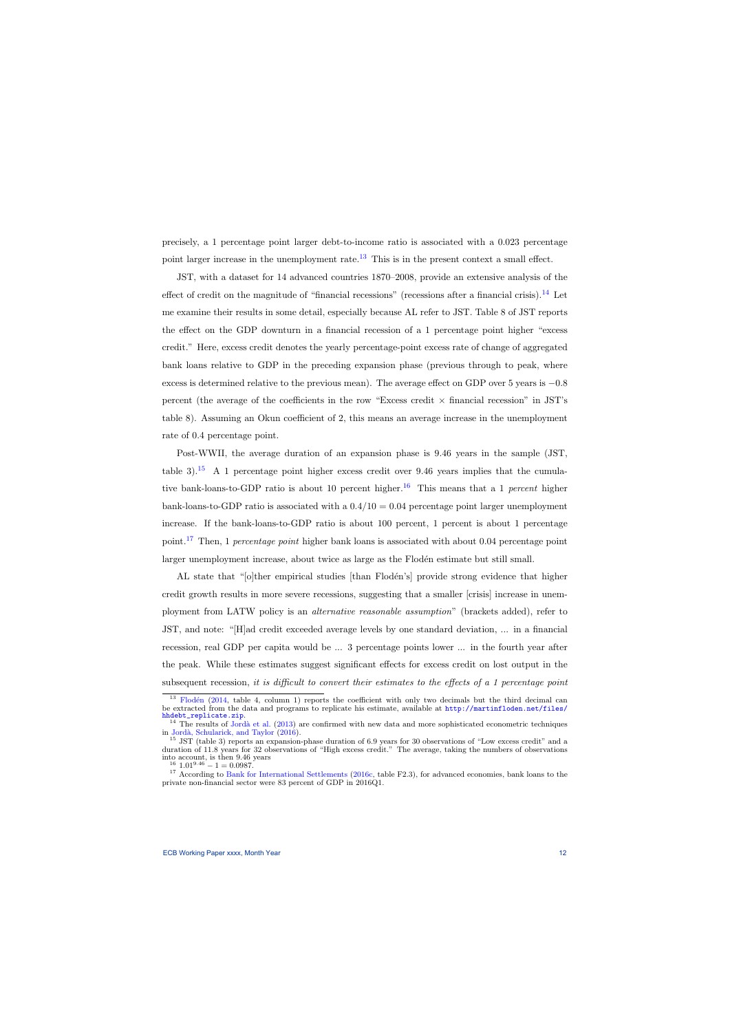precisely, a 1 percentage point larger debt-to-income ratio is associated with a 0.023 percentage point larger increase in the unemployment rate.[13] This is in the present context a small effect.

JST, with a dataset for 14 advanced countries 1870–2008, provide an extensive analysis of the effect of credit on the magnitude of "financial recessions" (recessions after a financial crisis).[14] Let me examine their results in some detail, especially because AL refer to JST. Table 8 of JST reports the effect on the GDP downturn in a financial recession of a 1 percentage point higher "excess credit." Here, excess credit denotes the yearly percentage-point excess rate of change of aggregated bank loans relative to GDP in the preceding expansion phase (previous through to peak, where excess is determined relative to the previous mean). The average effect on GDP over 5 years is $-0.8$ percent (the average of the coefficients in the row "Excess credit $\times$ financial recession" in JST's table 8). Assuming an Okun coefficient of 2, this means an average increase in the unemployment rate of 0.4 percentage point.

Post-WWII, the average duration of an expansion phase is 9.46 years in the sample (JST, table 3).[15] A 1 percentage point higher excess credit over 9.46 years implies that the cumulative bank-loans-to-GDP ratio is about 10 percent higher.[16] This means that a 1 *percent* higher bank-loans-to-GDP ratio is associated with a $0.4/10 = 0.04$ percentage point larger unemployment increase. If the bank-loans-to-GDP ratio is about 100 percent, 1 percent is about 1 percentage point.[17] Then, 1 *percentage point* higher bank loans is associated with about 0.04 percentage point larger unemployment increase, about twice as large as the Flodén estimate but still small.

AL state that "[o]ther empirical studies [than Flodén's] provide strong evidence that higher credit growth results in more severe recessions, suggesting that a smaller [crisis] increase in unemployment from LATW policy is an *alternative reasonable assumption*" (brackets added), refer to JST, and note: "[H]ad credit exceeded average levels by one standard deviation, ... in a financial recession, real GDP per capita would be ... 3 percentage points lower ... in the fourth year after the peak. While these estimates suggest significant effects for excess credit on lost output in the subsequent recession, *it is difficult to convert their estimates to the effects of a 1 percentage point*

---

[13] Flodén (2014, table 4, column 1) reports the coefficient with only two decimals but the third decimal can be extracted from the data and programs to replicate his estimate, available at http://martinfloden.net/files/hhdebt_replicate.zip.

[14] The results of Jordà et al. (2013) are confirmed with new data and more sophisticated econometric techniques in Jordà, Schularick, and Taylor (2016).

[15] JST (table 3) reports an expansion-phase duration of 6.9 years for 30 observations of "Low excess credit" and a duration of 11.8 years for 32 observations of "High excess credit." The average, taking the numbers of observations into account, is then 9.46 years

[16] $1.01^{9.46} - 1 = 0.0987$.

[17] According to Bank for International Settlements (2016c, table F2.3), for advanced economies, bank loans to the private non-financial sector were 83 percent of GDP in 2016Q1.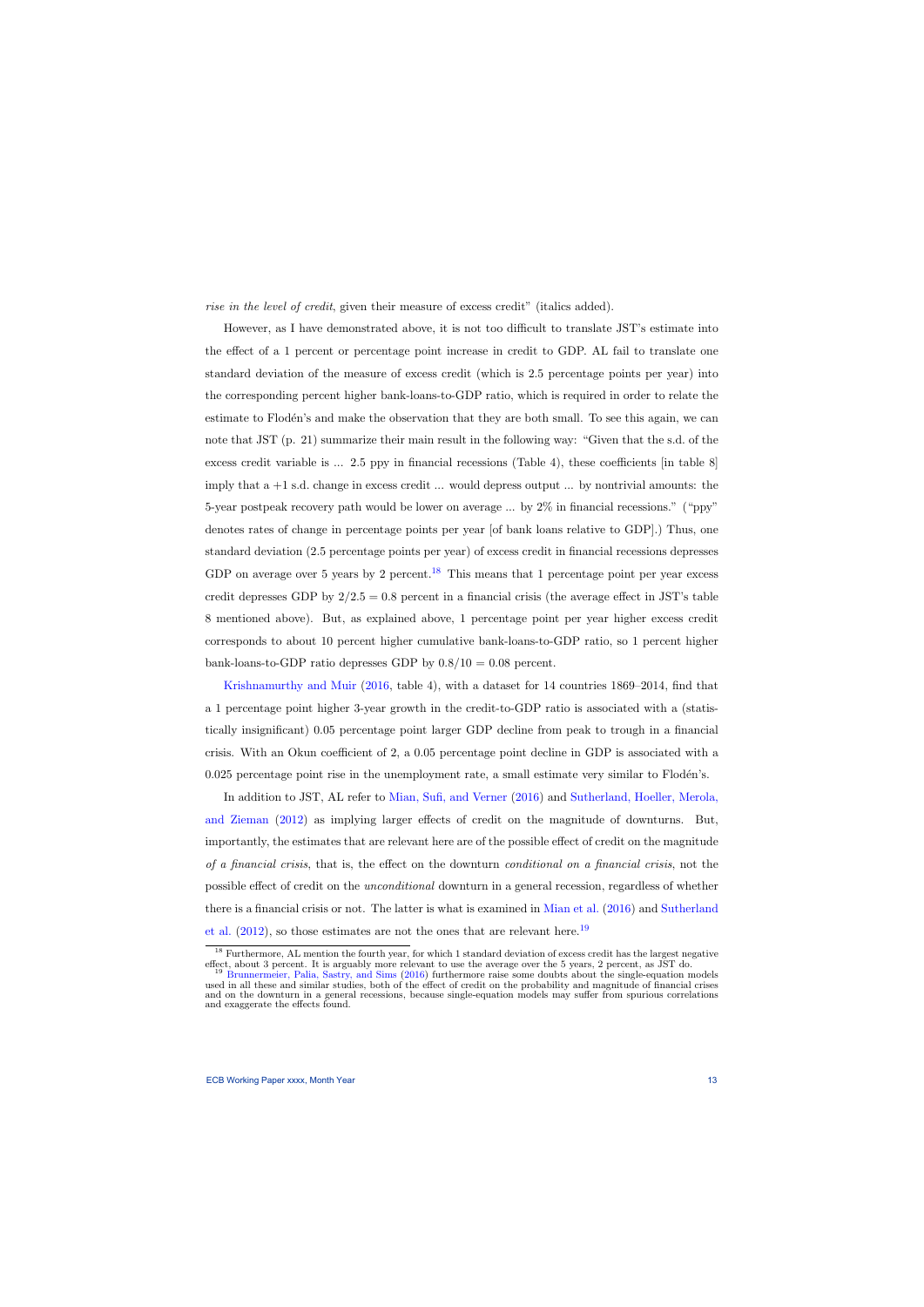*rise in the level of credit*, given their measure of excess credit" (italics added).

However, as I have demonstrated above, it is not too difficult to translate JST's estimate into the effect of a 1 percent or percentage point increase in credit to GDP. AL fail to translate one standard deviation of the measure of excess credit (which is 2.5 percentage points per year) into the corresponding percent higher bank-loans-to-GDP ratio, which is required in order to relate the estimate to Flodén's and make the observation that they are both small. To see this again, we can note that JST (p. 21) summarize their main result in the following way: "Given that the s.d. of the excess credit variable is ... 2.5 ppy in financial recessions (Table 4), these coefficients [in table 8] imply that a +1 s.d. change in excess credit ... would depress output ... by nontrivial amounts: the 5-year postpeak recovery path would be lower on average ... by 2% in financial recessions." ("ppy" denotes rates of change in percentage points per year [of bank loans relative to GDP].) Thus, one standard deviation (2.5 percentage points per year) of excess credit in financial recessions depresses GDP on average over 5 years by 2 percent.[18] This means that 1 percentage point per year excess credit depresses GDP by $2/2.5 = 0.8$ percent in a financial crisis (the average effect in JST's table 8 mentioned above). But, as explained above, 1 percentage point per year higher excess credit corresponds to about 10 percent higher cumulative bank-loans-to-GDP ratio, so 1 percent higher bank-loans-to-GDP ratio depresses GDP by $0.8/10 = 0.08$ percent.

Krishnamurthy and Muir (2016, table 4), with a dataset for 14 countries 1869–2014, find that a 1 percentage point higher 3-year growth in the credit-to-GDP ratio is associated with a (statistically insignificant) 0.05 percentage point larger GDP decline from peak to trough in a financial crisis. With an Okun coefficient of 2, a 0.05 percentage point decline in GDP is associated with a 0.025 percentage point rise in the unemployment rate, a small estimate very similar to Flodén's.

In addition to JST, AL refer to Mian, Sufi, and Verner (2016) and Sutherland, Hoeller, Merola, and Zieman (2012) as implying larger effects of credit on the magnitude of downturns. But, importantly, the estimates that are relevant here are of the possible effect of credit on the magnitude *of a financial crisis*, that is, the effect on the downturn *conditional on a financial crisis*, not the possible effect of credit on the *unconditional* downturn in a general recession, regardless of whether there is a financial crisis or not. The latter is what is examined in Mian et al. (2016) and Sutherland et al. (2012), so those estimates are not the ones that are relevant here.[19]

[18] Furthermore, AL mention the fourth year, for which 1 standard deviation of excess credit has the largest negative effect, about 3 percent. It is arguably more relevant to use the average over the 5 years, 2 percent, as JST do.

[19] Brunnermeier, Palia, Sastry, and Sims (2016) furthermore raise some doubts about the single-equation models used in all these and similar studies, both of the effect of credit on the probability and magnitude of financial crises and on the downturn in a general recessions, because single-equation models may suffer from spurious correlations and exaggerate the effects found.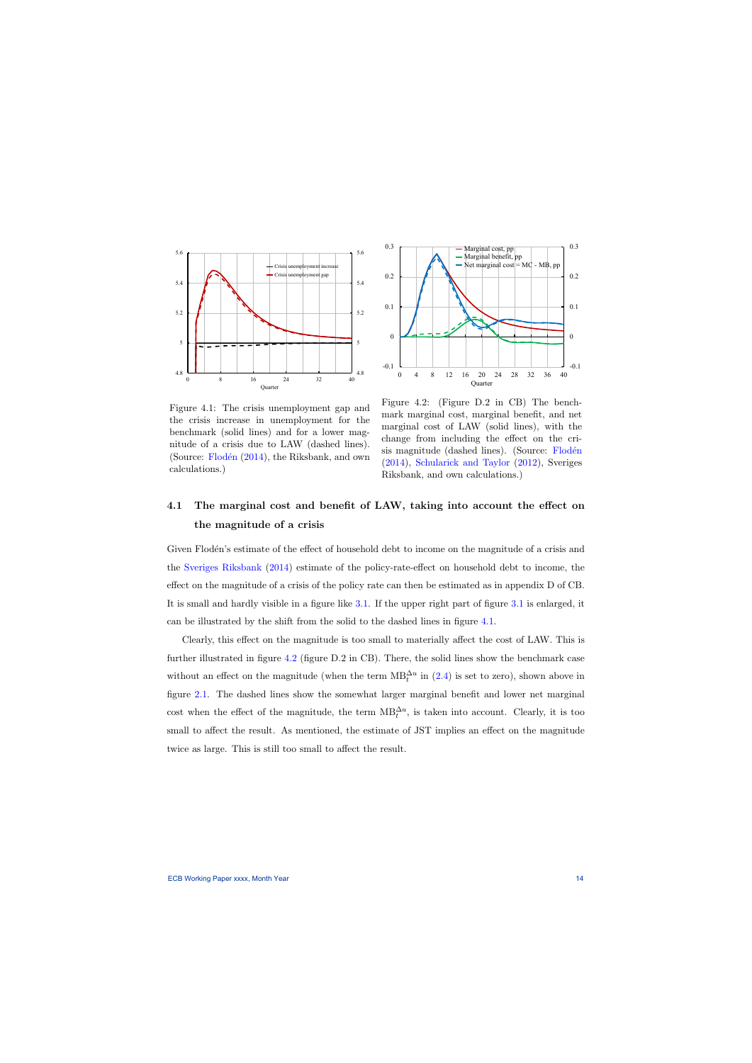Figure 4.1: The crisis unemployment gap and the crisis increase in unemployment for the benchmark (solid lines) and for a lower magnitude of a crisis due to LAW (dashed lines). (Source: Flodén (2014), the Riksbank, and own calculations.)

Figure 4.2: (Figure D.2 in CB) The benchmark marginal cost, marginal benefit, and net marginal cost of LAW (solid lines), with the change from including the effect on the crisis magnitude (dashed lines). (Source: Flodén (2014), Schularick and Taylor (2012), Sveriges Riksbank, and own calculations.)

### 4.1 The marginal cost and benefit of LAW, taking into account the effect on the magnitude of a crisis

Given Flodén's estimate of the effect of household debt to income on the magnitude of a crisis and the Sveriges Riksbank (2014) estimate of the policy-rate-effect on household debt to income, the effect on the magnitude of a crisis of the policy rate can then be estimated as in appendix D of CB. It is small and hardly visible in a figure like 3.1. If the upper right part of figure 3.1 is enlarged, it can be illustrated by the shift from the solid to the dashed lines in figure 4.1.

Clearly, this effect on the magnitude is too small to materially affect the cost of LAW. This is further illustrated in figure 4.2 (figure D.2 in CB). There, the solid lines show the benchmark case without an effect on the magnitude (when the term $\mathrm{MB}_t^{\Delta u}$ in (2.4) is set to zero), shown above in figure 2.1. The dashed lines show the somewhat larger marginal benefit and lower net marginal cost when the effect of the magnitude, the term $\mathrm{MB}_t^{\Delta u}$, is taken into account. Clearly, it is too small to affect the result. As mentioned, the estimate of JST implies an effect on the magnitude twice as large. This is still too small to affect the result.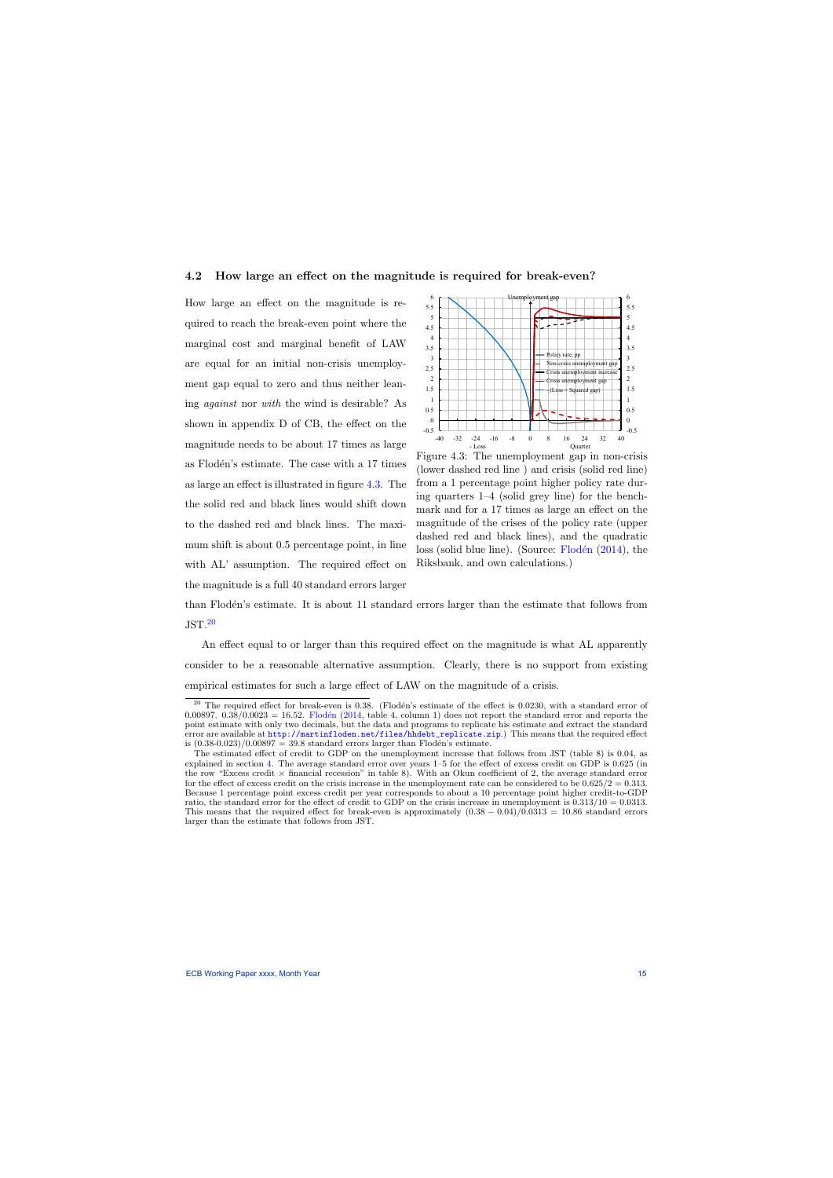### 4.2 How large an effect on the magnitude is required for break-even?

How large an effect on the magnitude is required to reach the break-even point where the marginal cost and marginal benefit of LAW are equal for an initial non-crisis unemployment gap equal to zero and thus neither leaning *against* nor *with* the wind is desirable? As shown in appendix D of CB, the effect on the magnitude needs to be about 17 times as large as Flodén's estimate. The case with a 17 times as large an effect is illustrated in figure 4.3. The the solid red and black lines would shift down to the dashed red and black lines. The maximum shift is about 0.5 percentage point, in line with AL' assumption. The required effect on the magnitude is a full 40 standard errors larger than Flodén's estimate. It is about 11 standard errors larger than the estimate that follows from JST.[20]

Figure 4.3: The unemployment gap in non-crisis (lower dashed red line ) and crisis (solid red line) from a 1 percentage point higher policy rate during quarters 1–4 (solid grey line) for the benchmark and for a 17 times as large an effect on the magnitude of the crises of the policy rate (upper dashed red and black lines), and the quadratic loss (solid blue line). (Source: Flodén (2014), the Riksbank, and own calculations.)

An effect equal to or larger than this required effect on the magnitude is what AL apparently consider to be a reasonable alternative assumption. Clearly, there is no support from existing empirical estimates for such a large effect of LAW on the magnitude of a crisis.

[20] The required effect for break-even is 0.38. (Flodén's estimate of the effect is 0.0230, with a standard error of 0.00897. $0.38/0.0023 = 16.52$. Flodén (2014, table 4, column 1) does not report the standard error and reports the point estimate with only two decimals, but the data and programs to replicate his estimate and extract the standard error are available at http://martinfloden.net/files/hhdebt_replicate.zip.) This means that the required effect is $(0.38\text{-}0.023)/0.00897 = 39.8$ standard errors larger than Flodén's estimate.

The estimated effect of credit to GDP on the unemployment increase that follows from JST (table 8) is 0.04, as explained in section 4. The average standard error over years 1–5 for the effect of excess credit on GDP is 0.625 (in the row "Excess credit × financial recession" in table 8). With an Okun coefficient of 2, the average standard error for the effect of excess credit on the crisis increase in the unemployment rate can be considered to be $0.625/2 = 0.313$. Because 1 percentage point excess credit per year corresponds to about a 10 percentage point higher credit-to-GDP ratio, the standard error for the effect of credit to GDP on the crisis increase in unemployment is $0.313/10 = 0.0313$. This means that the required effect for break-even is approximately $(0.38 - 0.04)/0.0313 = 10.86$ standard errors larger than the estimate that follows from JST.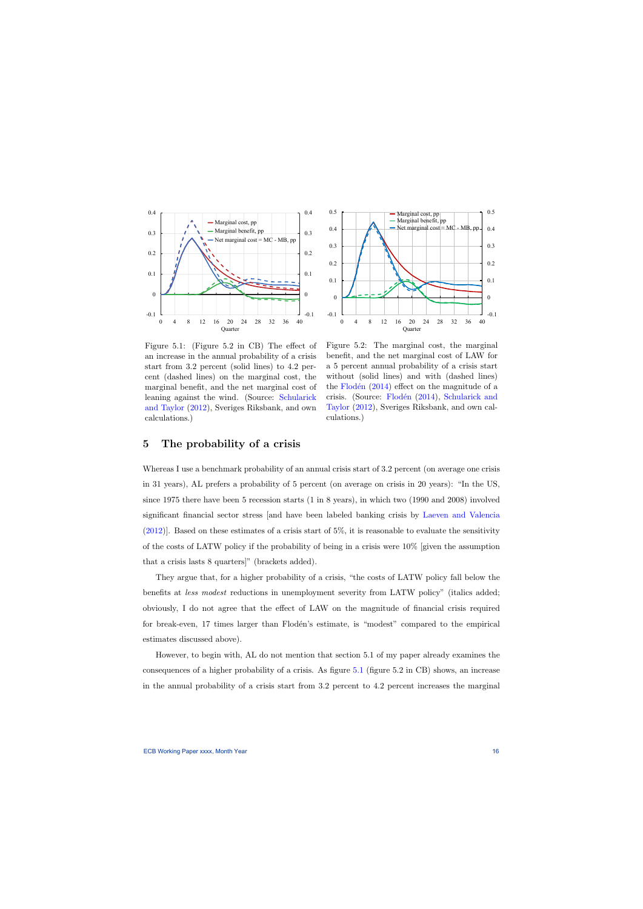Figure 5.1: (Figure 5.2 in CB) The effect of an increase in the annual probability of a crisis start from 3.2 percent (solid lines) to 4.2 percent (dashed lines) on the marginal cost, the marginal benefit, and the net marginal cost of leaning against the wind. (Source: Schularick and Taylor (2012), Sveriges Riksbank, and own calculations.)

Figure 5.2: The marginal cost, the marginal benefit, and the net marginal cost of LAW for a 5 percent annual probability of a crisis start without (solid lines) and with (dashed lines) the Flodén (2014) effect on the magnitude of a crisis. (Source: Flodén (2014), Schularick and Taylor (2012), Sveriges Riksbank, and own calculations.)

## 5 The probability of a crisis

Whereas I use a benchmark probability of an annual crisis start of 3.2 percent (on average one crisis in 31 years), AL prefers a probability of 5 percent (on average on crisis in 20 years): "In the US, since 1975 there have been 5 recession starts (1 in 8 years), in which two (1990 and 2008) involved significant financial sector stress [and have been labeled banking crisis by Laeven and Valencia (2012)]. Based on these estimates of a crisis start of 5%, it is reasonable to evaluate the sensitivity of the costs of LATW policy if the probability of being in a crisis were 10% [given the assumption that a crisis lasts 8 quarters]" (brackets added).

They argue that, for a higher probability of a crisis, "the costs of LATW policy fall below the benefits at *less modest* reductions in unemployment severity from LATW policy" (italics added; obviously, I do not agree that the effect of LAW on the magnitude of financial crisis required for break-even, 17 times larger than Flodén's estimate, is "modest" compared to the empirical estimates discussed above).

However, to begin with, AL do not mention that section 5.1 of my paper already examines the consequences of a higher probability of a crisis. As figure 5.1 (figure 5.2 in CB) shows, an increase in the annual probability of a crisis start from 3.2 percent to 4.2 percent increases the marginal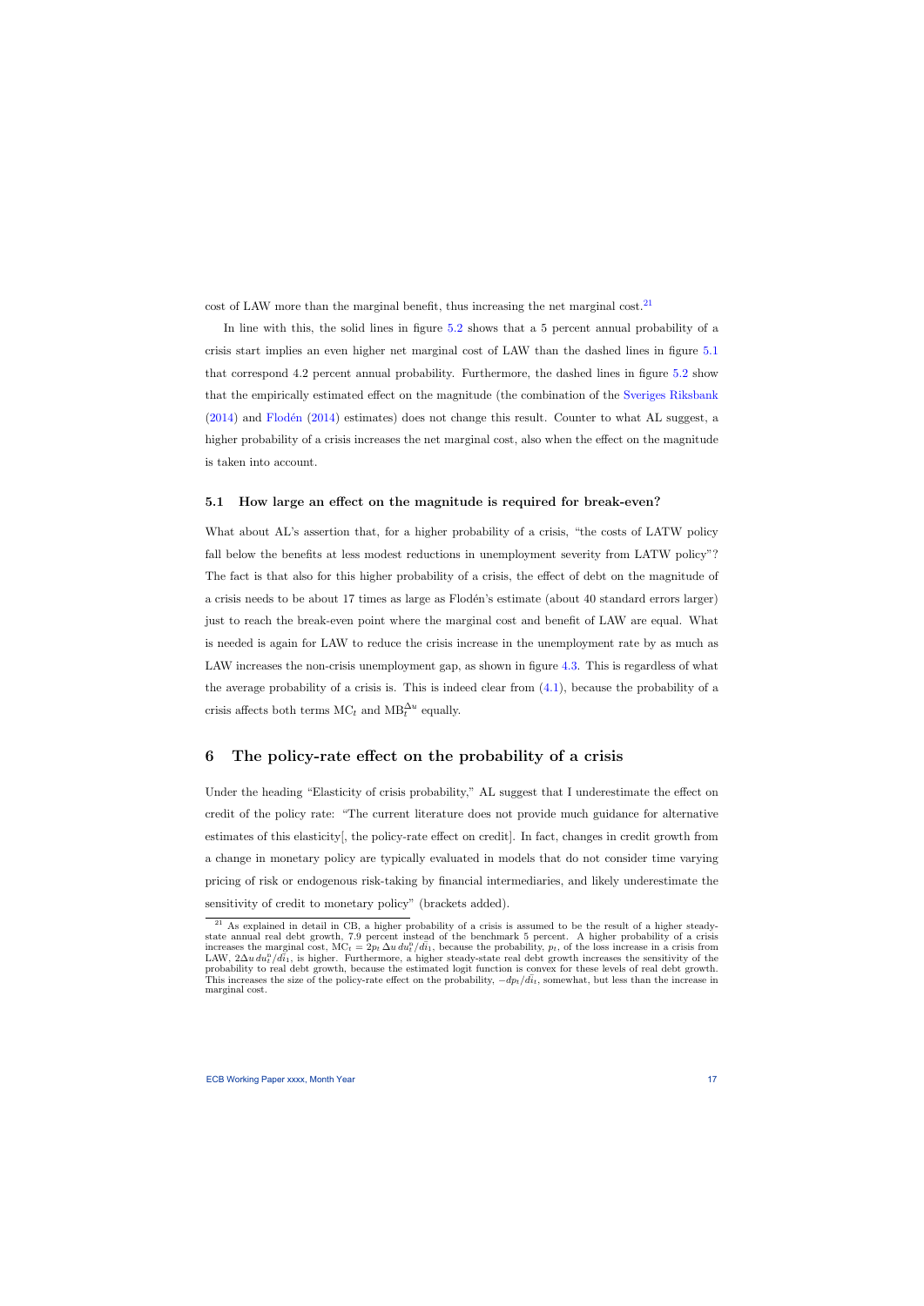cost of LAW more than the marginal benefit, thus increasing the net marginal cost.[21]

In line with this, the solid lines in figure 5.2 shows that a 5 percent annual probability of a crisis start implies an even higher net marginal cost of LAW than the dashed lines in figure 5.1 that correspond 4.2 percent annual probability. Furthermore, the dashed lines in figure 5.2 show that the empirically estimated effect on the magnitude (the combination of the Sveriges Riksbank (2014) and Flodén (2014) estimates) does not change this result. Counter to what AL suggest, a higher probability of a crisis increases the net marginal cost, also when the effect on the magnitude is taken into account.

### 5.1 How large an effect on the magnitude is required for break-even?

What about AL's assertion that, for a higher probability of a crisis, "the costs of LATW policy fall below the benefits at less modest reductions in unemployment severity from LATW policy"? The fact is that also for this higher probability of a crisis, the effect of debt on the magnitude of a crisis needs to be about 17 times as large as Flodén's estimate (about 40 standard errors larger) just to reach the break-even point where the marginal cost and benefit of LAW are equal. What is needed is again for LAW to reduce the crisis increase in the unemployment rate by as much as LAW increases the non-crisis unemployment gap, as shown in figure 4.3. This is regardless of what the average probability of a crisis is. This is indeed clear from (4.1), because the probability of a crisis affects both terms $\mathrm{MC}_t$ and $\mathrm{MB}_t^{\Delta u}$ equally.

## 6 The policy-rate effect on the probability of a crisis

Under the heading "Elasticity of crisis probability," AL suggest that I underestimate the effect on credit of the policy rate: "The current literature does not provide much guidance for alternative estimates of this elasticity[, the policy-rate effect on credit]. In fact, changes in credit growth from a change in monetary policy are typically evaluated in models that do not consider time varying pricing of risk or endogenous risk-taking by financial intermediaries, and likely underestimate the sensitivity of credit to monetary policy" (brackets added).

---

[21] As explained in detail in CB, a higher probability of a crisis is assumed to be the result of a higher steady-state annual real debt growth, 7.9 percent instead of the benchmark 5 percent. A higher probability of a crisis increases the marginal cost, $\mathrm{MC}_t = 2p_t\, \Delta u\, du_t^n/d\bar{i}_1$, because the probability, $p_t$, of the loss increase in a crisis from LAW, $2\Delta u\, du_t^n/d\bar{i}_1$, is higher. Furthermore, a higher steady-state real debt growth increases the sensitivity of the probability to real debt growth, because the estimated logit function is convex for these levels of real debt growth. This increases the size of the policy-rate effect on the probability, $-dp_t/d\bar{i}_t$, somewhat, but less than the increase in marginal cost.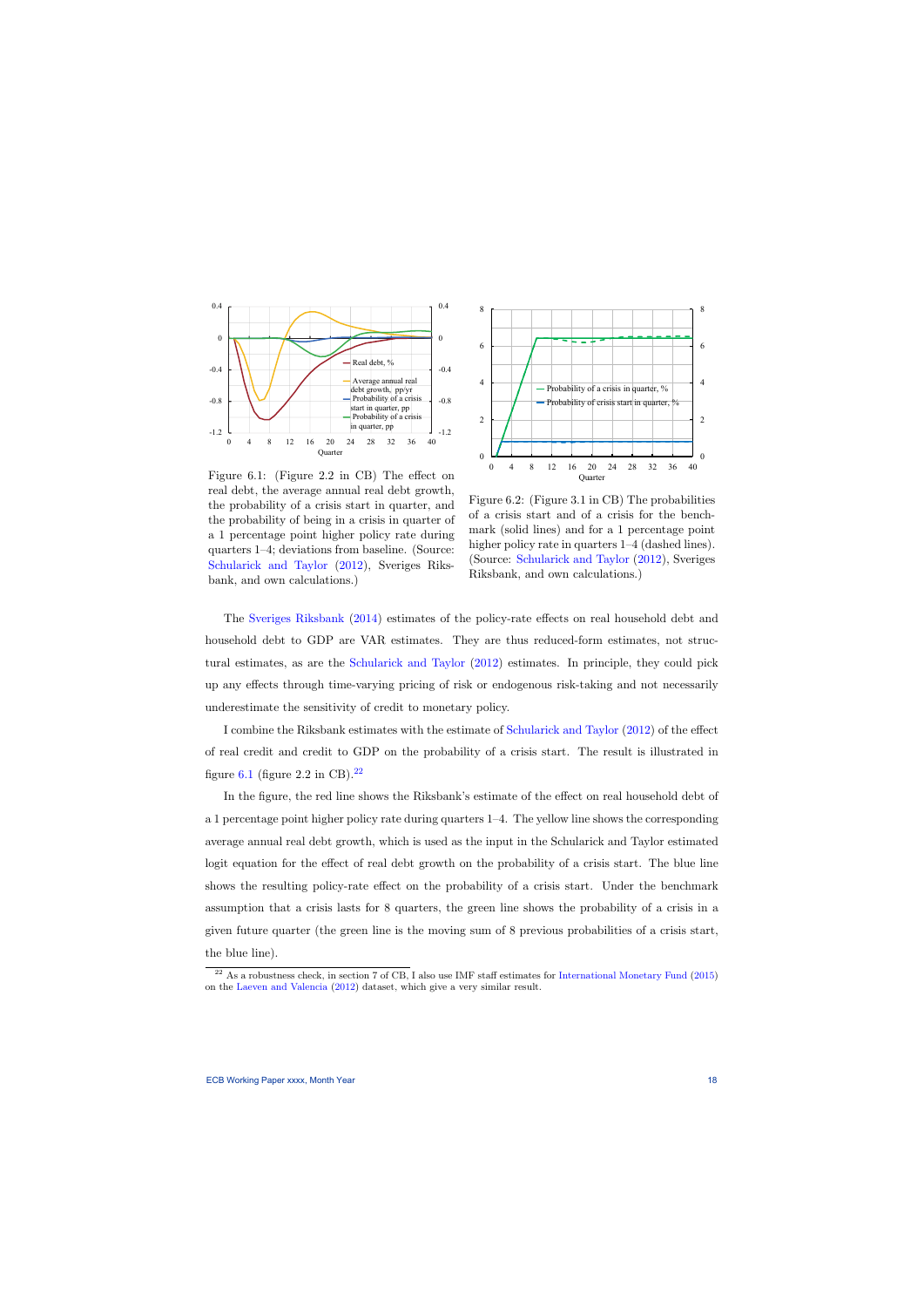Figure 6.1: (Figure 2.2 in CB) The effect on real debt, the average annual real debt growth, the probability of a crisis start in quarter, and the probability of being in a crisis in quarter of a 1 percentage point higher policy rate during quarters 1–4; deviations from baseline. (Source: Schularick and Taylor (2012), Sveriges Riksbank, and own calculations.)

Figure 6.2: (Figure 3.1 in CB) The probabilities of a crisis start and of a crisis for the benchmark (solid lines) and for a 1 percentage point higher policy rate in quarters 1–4 (dashed lines). (Source: Schularick and Taylor (2012), Sveriges Riksbank, and own calculations.)

The Sveriges Riksbank (2014) estimates of the policy-rate effects on real household debt and household debt to GDP are VAR estimates. They are thus reduced-form estimates, not structural estimates, as are the Schularick and Taylor (2012) estimates. In principle, they could pick up any effects through time-varying pricing of risk or endogenous risk-taking and not necessarily underestimate the sensitivity of credit to monetary policy.

I combine the Riksbank estimates with the estimate of Schularick and Taylor (2012) of the effect of real credit and credit to GDP on the probability of a crisis start. The result is illustrated in figure 6.1 (figure 2.2 in CB).[22]

In the figure, the red line shows the Riksbank's estimate of the effect on real household debt of a 1 percentage point higher policy rate during quarters 1–4. The yellow line shows the corresponding average annual real debt growth, which is used as the input in the Schularick and Taylor estimated logit equation for the effect of real debt growth on the probability of a crisis start. The blue line shows the resulting policy-rate effect on the probability of a crisis start. Under the benchmark assumption that a crisis lasts for 8 quarters, the green line shows the probability of a crisis in a given future quarter (the green line is the moving sum of 8 previous probabilities of a crisis start, the blue line).

[22] As a robustness check, in section 7 of CB, I also use IMF staff estimates for International Monetary Fund (2015) on the Laeven and Valencia (2012) dataset, which give a very similar result.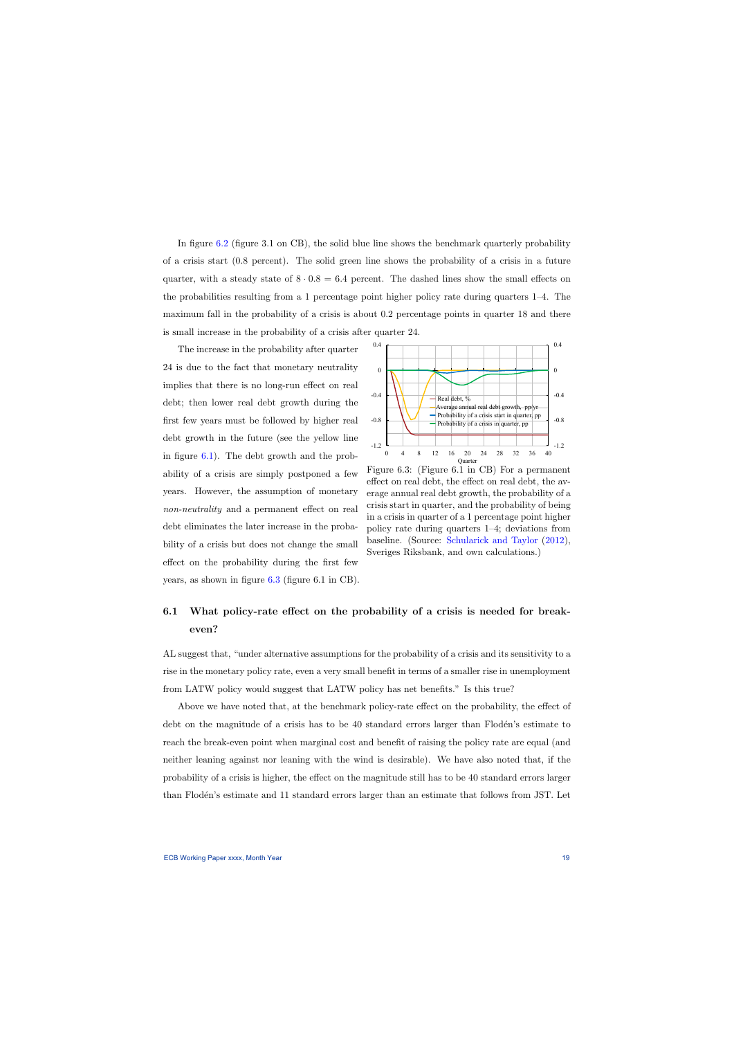In figure 6.2 (figure 3.1 on CB), the solid blue line shows the benchmark quarterly probability of a crisis start (0.8 percent). The solid green line shows the probability of a crisis in a future quarter, with a steady state of $8 \cdot 0.8 = 6.4$ percent. The dashed lines show the small effects on the probabilities resulting from a 1 percentage point higher policy rate during quarters 1–4. The maximum fall in the probability of a crisis is about 0.2 percentage points in quarter 18 and there is small increase in the probability of a crisis after quarter 24.

The increase in the probability after quarter 24 is due to the fact that monetary neutrality implies that there is no long-run effect on real debt; then lower real debt growth during the first few years must be followed by higher real debt growth in the future (see the yellow line in figure 6.1). The debt growth and the probability of a crisis are simply postponed a few years. However, the assumption of monetary *non-neutrality* and a permanent effect on real debt eliminates the later increase in the probability of a crisis but does not change the small effect on the probability during the first few years, as shown in figure 6.3 (figure 6.1 in CB).

Figure 6.3: (Figure 6.1 in CB) For a permanent effect on real debt, the effect on real debt, the average annual real debt growth, the probability of a crisis start in quarter, and the probability of being in a crisis in quarter of a 1 percentage point higher policy rate during quarters 1–4; deviations from baseline. (Source: Schularick and Taylor (2012), Sveriges Riksbank, and own calculations.)

## 6.1 What policy-rate effect on the probability of a crisis is needed for break-even?

AL suggest that, "under alternative assumptions for the probability of a crisis and its sensitivity to a rise in the monetary policy rate, even a very small benefit in terms of a smaller rise in unemployment from LATW policy would suggest that LATW policy has net benefits." Is this true?

Above we have noted that, at the benchmark policy-rate effect on the probability, the effect of debt on the magnitude of a crisis has to be 40 standard errors larger than Flodén's estimate to reach the break-even point when marginal cost and benefit of raising the policy rate are equal (and neither leaning against nor leaning with the wind is desirable). We have also noted that, if the probability of a crisis is higher, the effect on the magnitude still has to be 40 standard errors larger than Flodén's estimate and 11 standard errors larger than an estimate that follows from JST. Let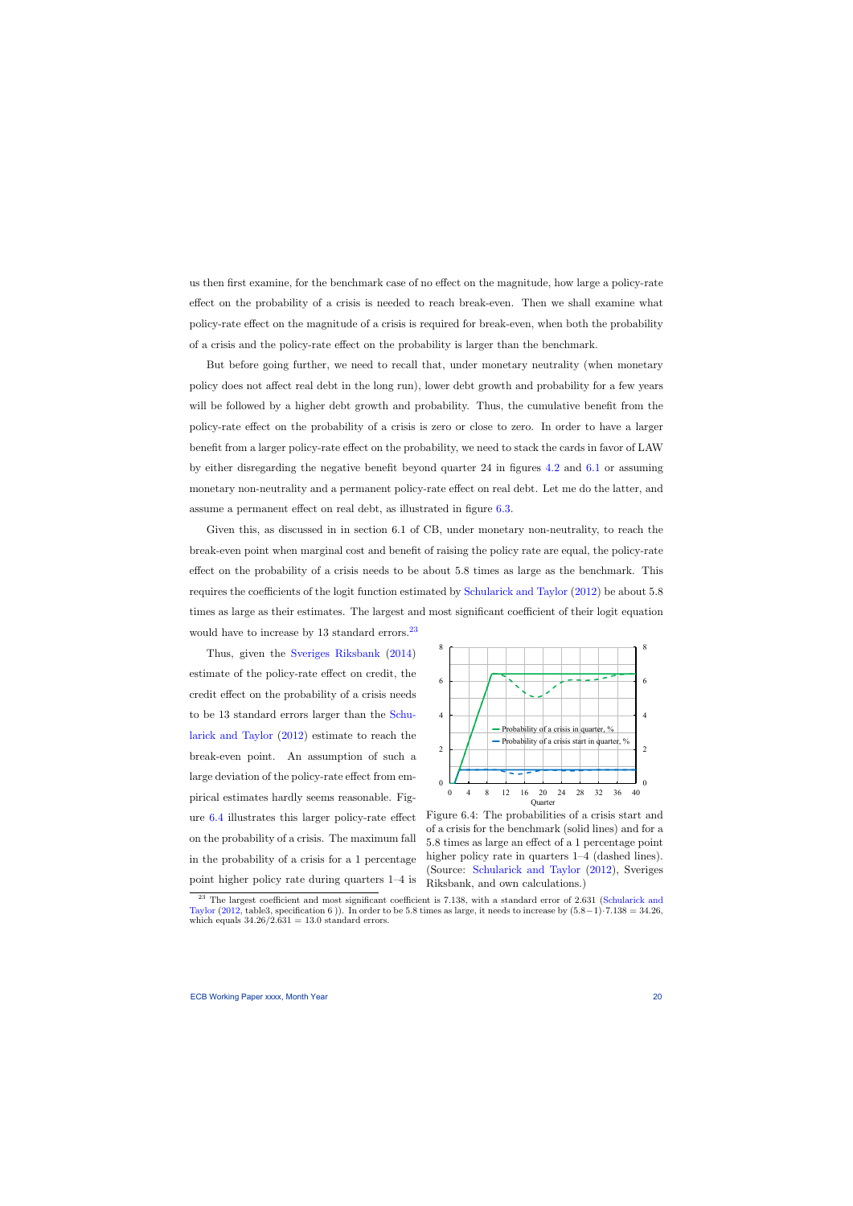us then first examine, for the benchmark case of no effect on the magnitude, how large a policy-rate effect on the probability of a crisis is needed to reach break-even. Then we shall examine what policy-rate effect on the magnitude of a crisis is required for break-even, when both the probability of a crisis and the policy-rate effect on the probability is larger than the benchmark.

But before going further, we need to recall that, under monetary neutrality (when monetary policy does not affect real debt in the long run), lower debt growth and probability for a few years will be followed by a higher debt growth and probability. Thus, the cumulative benefit from the policy-rate effect on the probability of a crisis is zero or close to zero. In order to have a larger benefit from a larger policy-rate effect on the probability, we need to stack the cards in favor of LAW by either disregarding the negative benefit beyond quarter 24 in figures 4.2 and 6.1 or assuming monetary non-neutrality and a permanent policy-rate effect on real debt. Let me do the latter, and assume a permanent effect on real debt, as illustrated in figure 6.3.

Given this, as discussed in in section 6.1 of CB, under monetary non-neutrality, to reach the break-even point when marginal cost and benefit of raising the policy rate are equal, the policy-rate effect on the probability of a crisis needs to be about 5.8 times as large as the benchmark. This requires the coefficients of the logit function estimated by Schularick and Taylor (2012) be about 5.8 times as large as their estimates. The largest and most significant coefficient of their logit equation would have to increase by 13 standard errors.[23]

Thus, given the Sveriges Riksbank (2014) estimate of the policy-rate effect on credit, the credit effect on the probability of a crisis needs to be 13 standard errors larger than the Schularick and Taylor (2012) estimate to reach the break-even point. An assumption of such a large deviation of the policy-rate effect from empirical estimates hardly seems reasonable. Figure 6.4 illustrates this larger policy-rate effect on the probability of a crisis. The maximum fall in the probability of a crisis for a 1 percentage point higher policy rate during quarters 1–4 is

Figure 6.4: The probabilities of a crisis start and of a crisis for the benchmark (solid lines) and for a 5.8 times as large an effect of a 1 percentage point higher policy rate in quarters 1–4 (dashed lines). (Source: Schularick and Taylor (2012), Sveriges Riksbank, and own calculations.)

[23] The largest coefficient and most significant coefficient is 7.138, with a standard error of 2.631 (Schularick and Taylor (2012, table3, specification 6 )). In order to be 5.8 times as large, it needs to increase by $(5.8-1)\cdot 7.138 = 34.26$, which equals $34.26/2.631 = 13.0$ standard errors.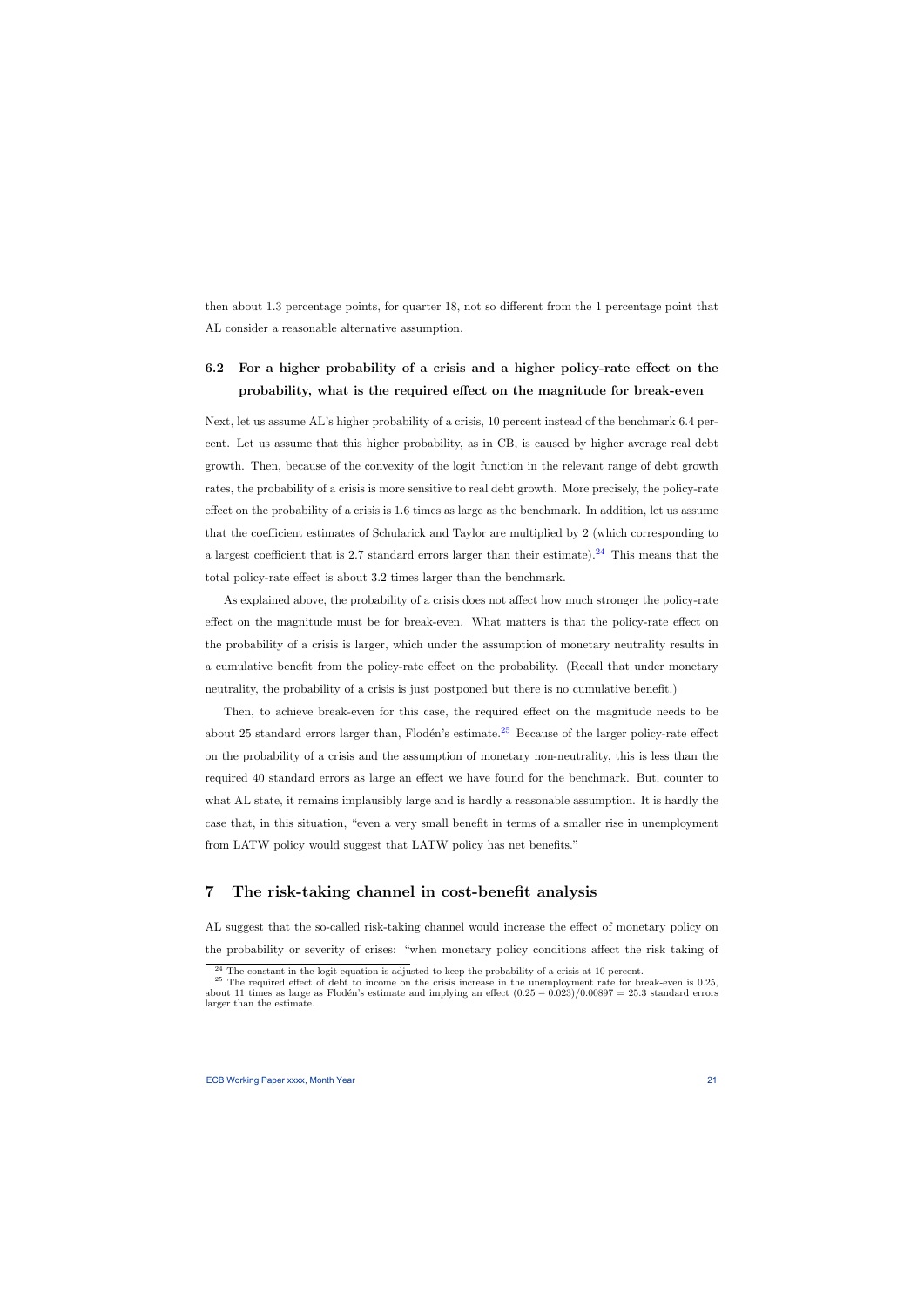then about 1.3 percentage points, for quarter 18, not so different from the 1 percentage point that AL consider a reasonable alternative assumption.

### 6.2 For a higher probability of a crisis and a higher policy-rate effect on the probability, what is the required effect on the magnitude for break-even

Next, let us assume AL's higher probability of a crisis, 10 percent instead of the benchmark 6.4 percent. Let us assume that this higher probability, as in CB, is caused by higher average real debt growth. Then, because of the convexity of the logit function in the relevant range of debt growth rates, the probability of a crisis is more sensitive to real debt growth. More precisely, the policy-rate effect on the probability of a crisis is 1.6 times as large as the benchmark. In addition, let us assume that the coefficient estimates of Schularick and Taylor are multiplied by 2 (which corresponding to a largest coefficient that is 2.7 standard errors larger than their estimate).[24] This means that the total policy-rate effect is about 3.2 times larger than the benchmark.

As explained above, the probability of a crisis does not affect how much stronger the policy-rate effect on the magnitude must be for break-even. What matters is that the policy-rate effect on the probability of a crisis is larger, which under the assumption of monetary neutrality results in a cumulative benefit from the policy-rate effect on the probability. (Recall that under monetary neutrality, the probability of a crisis is just postponed but there is no cumulative benefit.)

Then, to achieve break-even for this case, the required effect on the magnitude needs to be about 25 standard errors larger than, Flodén's estimate.[25] Because of the larger policy-rate effect on the probability of a crisis and the assumption of monetary non-neutrality, this is less than the required 40 standard errors as large an effect we have found for the benchmark. But, counter to what AL state, it remains implausibly large and is hardly a reasonable assumption. It is hardly the case that, in this situation, "even a very small benefit in terms of a smaller rise in unemployment from LATW policy would suggest that LATW policy has net benefits."

## 7 The risk-taking channel in cost-benefit analysis

AL suggest that the so-called risk-taking channel would increase the effect of monetary policy on the probability or severity of crises: "when monetary policy conditions affect the risk taking of

[24] The constant in the logit equation is adjusted to keep the probability of a crisis at 10 percent.

[25] The required effect of debt to income on the crisis increase in the unemployment rate for break-even is 0.25, about 11 times as large as Flodén's estimate and implying an effect $(0.25 - 0.023)/0.00897 = 25.3$ standard errors larger than the estimate.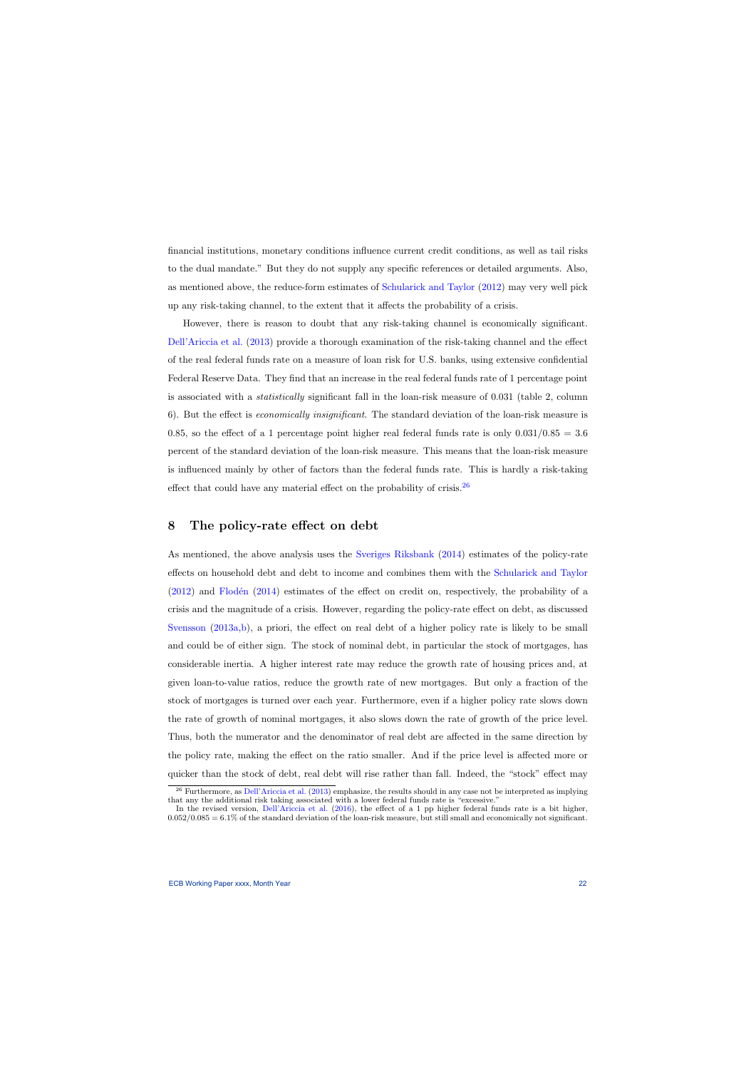financial institutions, monetary conditions influence current credit conditions, as well as tail risks to the dual mandate." But they do not supply any specific references or detailed arguments. Also, as mentioned above, the reduce-form estimates of Schularick and Taylor (2012) may very well pick up any risk-taking channel, to the extent that it affects the probability of a crisis.

However, there is reason to doubt that any risk-taking channel is economically significant. Dell'Ariccia et al. (2013) provide a thorough examination of the risk-taking channel and the effect of the real federal funds rate on a measure of loan risk for U.S. banks, using extensive confidential Federal Reserve Data. They find that an increase in the real federal funds rate of 1 percentage point is associated with a *statistically* significant fall in the loan-risk measure of 0.031 (table 2, column 6). But the effect is *economically insignificant*. The standard deviation of the loan-risk measure is 0.85, so the effect of a 1 percentage point higher real federal funds rate is only $0.031/0.85 = 3.6$ percent of the standard deviation of the loan-risk measure. This means that the loan-risk measure is influenced mainly by other of factors than the federal funds rate. This is hardly a risk-taking effect that could have any material effect on the probability of crisis.[26]

## 8 The policy-rate effect on debt

As mentioned, the above analysis uses the Sveriges Riksbank (2014) estimates of the policy-rate effects on household debt and debt to income and combines them with the Schularick and Taylor (2012) and Flodén (2014) estimates of the effect on credit on, respectively, the probability of a crisis and the magnitude of a crisis. However, regarding the policy-rate effect on debt, as discussed Svensson (2013a,b), a priori, the effect on real debt of a higher policy rate is likely to be small and could be of either sign. The stock of nominal debt, in particular the stock of mortgages, has considerable inertia. A higher interest rate may reduce the growth rate of housing prices and, at given loan-to-value ratios, reduce the growth rate of new mortgages. But only a fraction of the stock of mortgages is turned over each year. Furthermore, even if a higher policy rate slows down the rate of growth of nominal mortgages, it also slows down the rate of growth of the price level. Thus, both the numerator and the denominator of real debt are affected in the same direction by the policy rate, making the effect on the ratio smaller. And if the price level is affected more or quicker than the stock of debt, real debt will rise rather than fall. Indeed, the "stock" effect may

[26] Furthermore, as Dell'Ariccia et al. (2013) emphasize, the results should in any case not be interpreted as implying that any the additional risk taking associated with a lower federal funds rate is "excessive."
In the revised version, Dell'Ariccia et al. (2016), the effect of a 1 pp higher federal funds rate is a bit higher, $0.052/0.085 = 6.1\%$ of the standard deviation of the loan-risk measure, but still small and economically not significant.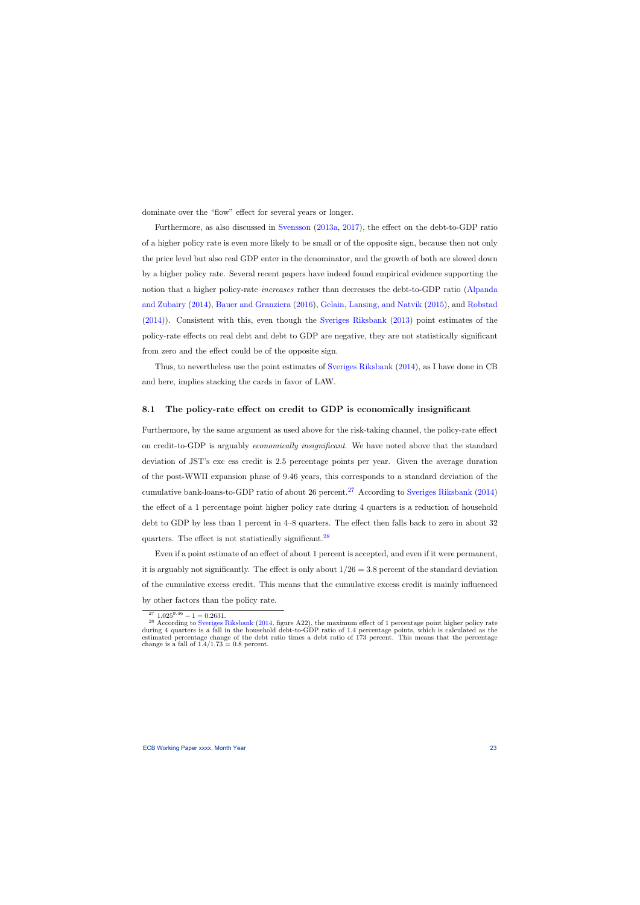dominate over the "flow" effect for several years or longer.

Furthermore, as also discussed in Svensson (2013a, 2017), the effect on the debt-to-GDP ratio of a higher policy rate is even more likely to be small or of the opposite sign, because then not only the price level but also real GDP enter in the denominator, and the growth of both are slowed down by a higher policy rate. Several recent papers have indeed found empirical evidence supporting the notion that a higher policy-rate *increases* rather than decreases the debt-to-GDP ratio (Alpanda and Zubairy (2014), Bauer and Granziera (2016), Gelain, Lansing, and Natvik (2015), and Robstad (2014)). Consistent with this, even though the Sveriges Riksbank (2013) point estimates of the policy-rate effects on real debt and debt to GDP are negative, they are not statistically significant from zero and the effect could be of the opposite sign.

Thus, to nevertheless use the point estimates of Sveriges Riksbank (2014), as I have done in CB and here, implies stacking the cards in favor of LAW.

### 8.1 The policy-rate effect on credit to GDP is economically insignificant

Furthermore, by the same argument as used above for the risk-taking channel, the policy-rate effect on credit-to-GDP is arguably *economically insignificant*. We have noted above that the standard deviation of JST's exc ess credit is 2.5 percentage points per year. Given the average duration of the post-WWII expansion phase of 9.46 years, this corresponds to a standard deviation of the cumulative bank-loans-to-GDP ratio of about 26 percent.[27] According to Sveriges Riksbank (2014) the effect of a 1 percentage point higher policy rate during 4 quarters is a reduction of household debt to GDP by less than 1 percent in 4–8 quarters. The effect then falls back to zero in about 32 quarters. The effect is not statistically significant.[28]

Even if a point estimate of an effect of about 1 percent is accepted, and even if it were permanent, it is arguably not significantly. The effect is only about $1/26 = 3.8$ percent of the standard deviation of the cumulative excess credit. This means that the cumulative excess credit is mainly influenced by other factors than the policy rate.

[27] $1.025^{9.46} - 1 = 0.2631$.

[28] According to Sveriges Riksbank (2014, figure A22), the maximum effect of 1 percentage point higher policy rate during 4 quarters is a fall in the household debt-to-GDP ratio of 1.4 percentage points, which is calculated as the estimated percentage change of the debt ratio times a debt ratio of 173 percent. This means that the percentage change is a fall of $1.4/1.73 = 0.8$ percent.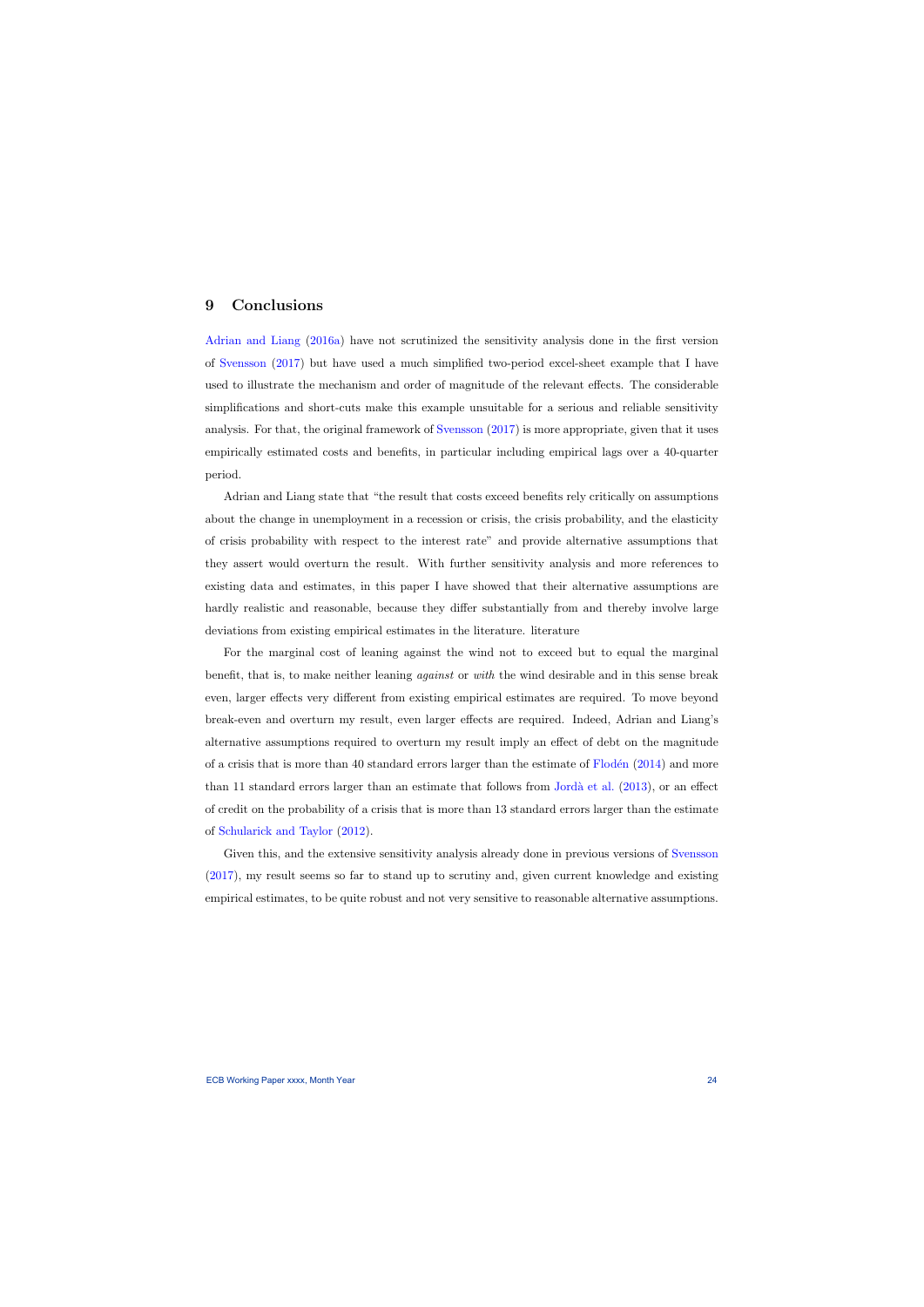## 9 Conclusions

Adrian and Liang (2016a) have not scrutinized the sensitivity analysis done in the first version of Svensson (2017) but have used a much simplified two-period excel-sheet example that I have used to illustrate the mechanism and order of magnitude of the relevant effects. The considerable simplifications and short-cuts make this example unsuitable for a serious and reliable sensitivity analysis. For that, the original framework of Svensson (2017) is more appropriate, given that it uses empirically estimated costs and benefits, in particular including empirical lags over a 40-quarter period.

Adrian and Liang state that "the result that costs exceed benefits rely critically on assumptions about the change in unemployment in a recession or crisis, the crisis probability, and the elasticity of crisis probability with respect to the interest rate" and provide alternative assumptions that they assert would overturn the result. With further sensitivity analysis and more references to existing data and estimates, in this paper I have showed that their alternative assumptions are hardly realistic and reasonable, because they differ substantially from and thereby involve large deviations from existing empirical estimates in the literature. literature

For the marginal cost of leaning against the wind not to exceed but to equal the marginal benefit, that is, to make neither leaning *against* or *with* the wind desirable and in this sense break even, larger effects very different from existing empirical estimates are required. To move beyond break-even and overturn my result, even larger effects are required. Indeed, Adrian and Liang's alternative assumptions required to overturn my result imply an effect of debt on the magnitude of a crisis that is more than 40 standard errors larger than the estimate of Flodén (2014) and more than 11 standard errors larger than an estimate that follows from Jordà et al. (2013), or an effect of credit on the probability of a crisis that is more than 13 standard errors larger than the estimate of Schularick and Taylor (2012).

Given this, and the extensive sensitivity analysis already done in previous versions of Svensson (2017), my result seems so far to stand up to scrutiny and, given current knowledge and existing empirical estimates, to be quite robust and not very sensitive to reasonable alternative assumptions.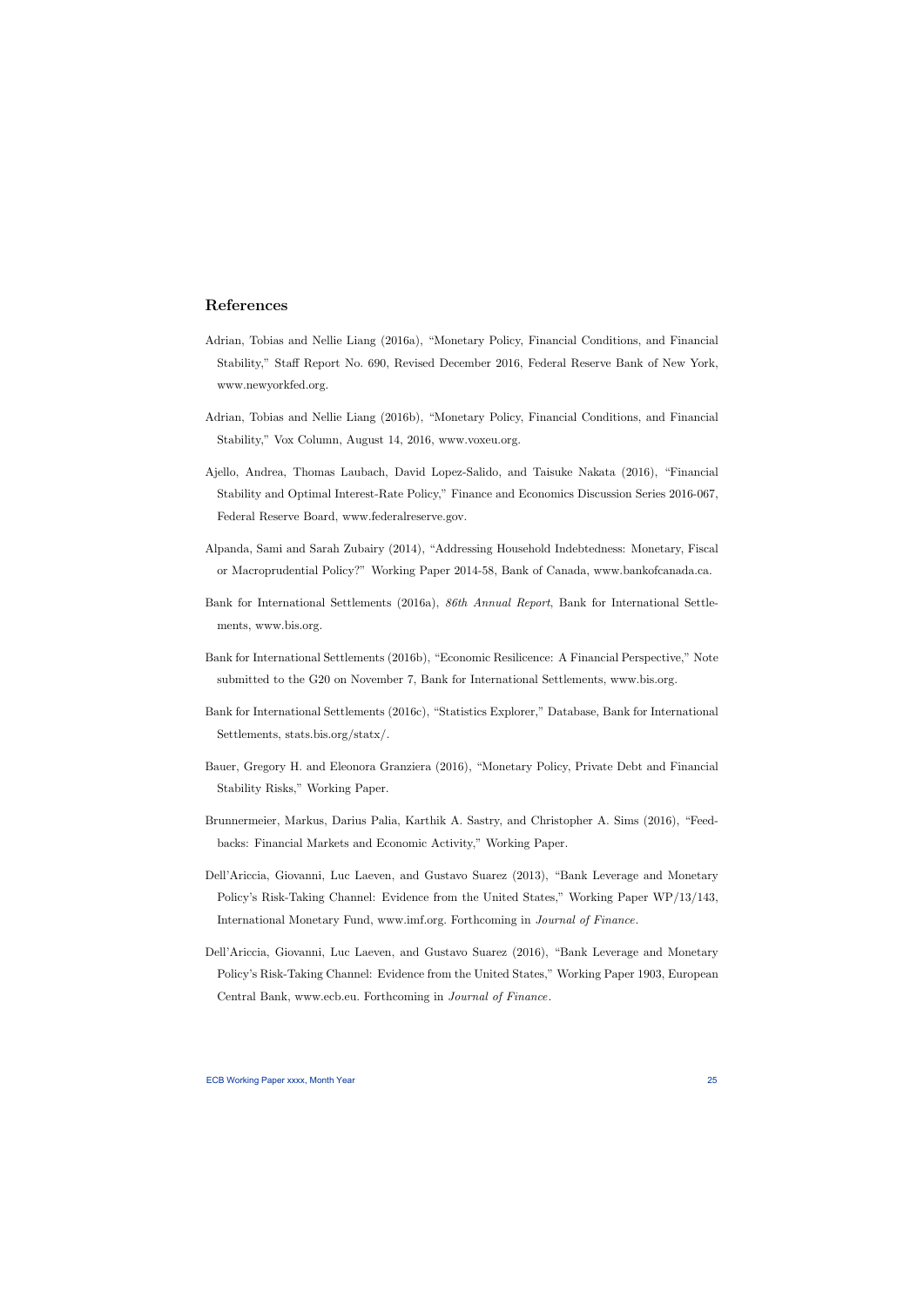## References

Adrian, Tobias and Nellie Liang (2016a), "Monetary Policy, Financial Conditions, and Financial Stability," Staff Report No. 690, Revised December 2016, Federal Reserve Bank of New York, www.newyorkfed.org.

Adrian, Tobias and Nellie Liang (2016b), "Monetary Policy, Financial Conditions, and Financial Stability," Vox Column, August 14, 2016, www.voxeu.org.

Ajello, Andrea, Thomas Laubach, David Lopez-Salido, and Taisuke Nakata (2016), "Financial Stability and Optimal Interest-Rate Policy," Finance and Economics Discussion Series 2016-067, Federal Reserve Board, www.federalreserve.gov.

Alpanda, Sami and Sarah Zubairy (2014), "Addressing Household Indebtedness: Monetary, Fiscal or Macroprudential Policy?" Working Paper 2014-58, Bank of Canada, www.bankofcanada.ca.

Bank for International Settlements (2016a), *86th Annual Report*, Bank for International Settlements, www.bis.org.

Bank for International Settlements (2016b), "Economic Resilicence: A Financial Perspective," Note submitted to the G20 on November 7, Bank for International Settlements, www.bis.org.

Bank for International Settlements (2016c), "Statistics Explorer," Database, Bank for International Settlements, stats.bis.org/statx/.

Bauer, Gregory H. and Eleonora Granziera (2016), "Monetary Policy, Private Debt and Financial Stability Risks," Working Paper.

Brunnermeier, Markus, Darius Palia, Karthik A. Sastry, and Christopher A. Sims (2016), "Feedbacks: Financial Markets and Economic Activity," Working Paper.

Dell'Ariccia, Giovanni, Luc Laeven, and Gustavo Suarez (2013), "Bank Leverage and Monetary Policy's Risk-Taking Channel: Evidence from the United States," Working Paper WP/13/143, International Monetary Fund, www.imf.org. Forthcoming in *Journal of Finance*.

Dell'Ariccia, Giovanni, Luc Laeven, and Gustavo Suarez (2016), "Bank Leverage and Monetary Policy's Risk-Taking Channel: Evidence from the United States," Working Paper 1903, European Central Bank, www.ecb.eu. Forthcoming in *Journal of Finance*.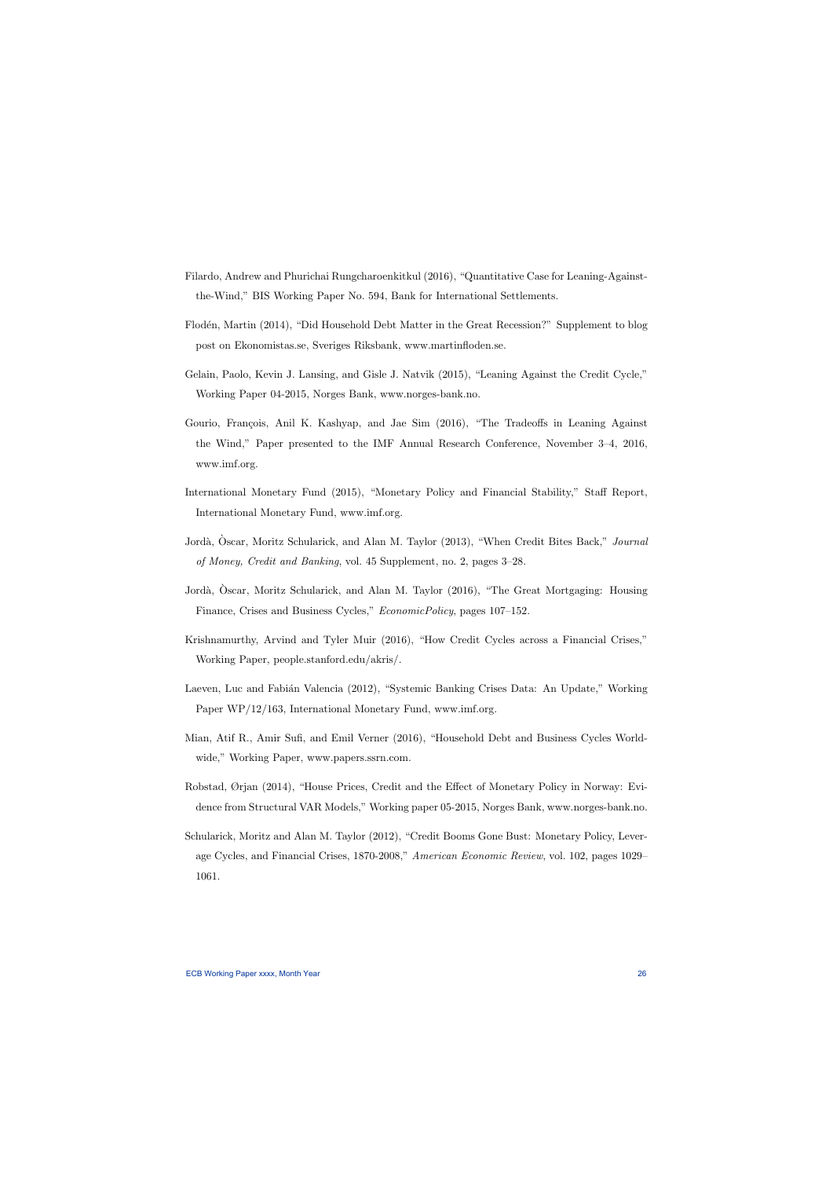Filardo, Andrew and Phurichai Rungcharoenkitkul (2016), "Quantitative Case for Leaning-Against-the-Wind," BIS Working Paper No. 594, Bank for International Settlements.

Flodén, Martin (2014), "Did Household Debt Matter in the Great Recession?" Supplement to blog post on Ekonomistas.se, Sveriges Riksbank, www.martinfloden.se.

Gelain, Paolo, Kevin J. Lansing, and Gisle J. Natvik (2015), "Leaning Against the Credit Cycle," Working Paper 04-2015, Norges Bank, www.norges-bank.no.

Gourio, François, Anil K. Kashyap, and Jae Sim (2016), "The Tradeoffs in Leaning Against the Wind," Paper presented to the IMF Annual Research Conference, November 3–4, 2016, www.imf.org.

International Monetary Fund (2015), "Monetary Policy and Financial Stability," Staff Report, International Monetary Fund, www.imf.org.

Jordà, Òscar, Moritz Schularick, and Alan M. Taylor (2013), "When Credit Bites Back," *Journal of Money, Credit and Banking*, vol. 45 Supplement, no. 2, pages 3–28.

Jordà, Òscar, Moritz Schularick, and Alan M. Taylor (2016), "The Great Mortgaging: Housing Finance, Crises and Business Cycles," *EconomicPolicy*, pages 107–152.

Krishnamurthy, Arvind and Tyler Muir (2016), "How Credit Cycles across a Financial Crises," Working Paper, people.stanford.edu/akris/.

Laeven, Luc and Fabián Valencia (2012), "Systemic Banking Crises Data: An Update," Working Paper WP/12/163, International Monetary Fund, www.imf.org.

Mian, Atif R., Amir Sufi, and Emil Verner (2016), "Household Debt and Business Cycles Worldwide," Working Paper, www.papers.ssrn.com.

Robstad, Ørjan (2014), "House Prices, Credit and the Effect of Monetary Policy in Norway: Evidence from Structural VAR Models," Working paper 05-2015, Norges Bank, www.norges-bank.no.

Schularick, Moritz and Alan M. Taylor (2012), "Credit Booms Gone Bust: Monetary Policy, Leverage Cycles, and Financial Crises, 1870-2008," *American Economic Review*, vol. 102, pages 1029–1061.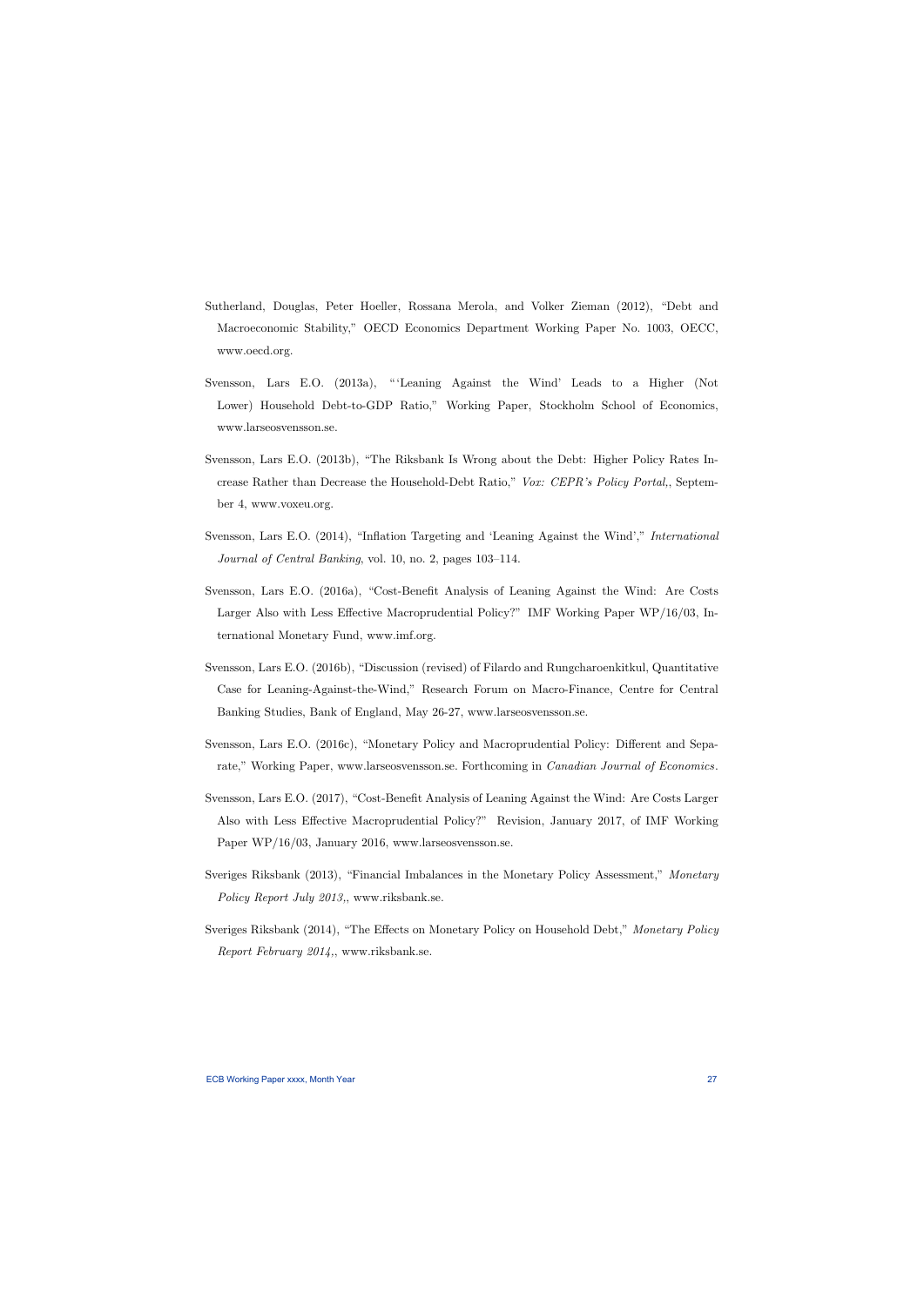Sutherland, Douglas, Peter Hoeller, Rossana Merola, and Volker Zieman (2012), "Debt and Macroeconomic Stability," OECD Economics Department Working Paper No. 1003, OECC, www.oecd.org.

Svensson, Lars E.O. (2013a), "'Leaning Against the Wind' Leads to a Higher (Not Lower) Household Debt-to-GDP Ratio," Working Paper, Stockholm School of Economics, www.larseosvensson.se.

Svensson, Lars E.O. (2013b), "The Riksbank Is Wrong about the Debt: Higher Policy Rates Increase Rather than Decrease the Household-Debt Ratio," *Vox: CEPR's Policy Portal,*, September 4, www.voxeu.org.

Svensson, Lars E.O. (2014), "Inflation Targeting and 'Leaning Against the Wind'," *International Journal of Central Banking*, vol. 10, no. 2, pages 103–114.

Svensson, Lars E.O. (2016a), "Cost-Benefit Analysis of Leaning Against the Wind: Are Costs Larger Also with Less Effective Macroprudential Policy?" IMF Working Paper WP/16/03, International Monetary Fund, www.imf.org.

Svensson, Lars E.O. (2016b), "Discussion (revised) of Filardo and Rungcharoenkitkul, Quantitative Case for Leaning-Against-the-Wind," Research Forum on Macro-Finance, Centre for Central Banking Studies, Bank of England, May 26-27, www.larseosvensson.se.

Svensson, Lars E.O. (2016c), "Monetary Policy and Macroprudential Policy: Different and Separate," Working Paper, www.larseosvensson.se. Forthcoming in *Canadian Journal of Economics*.

Svensson, Lars E.O. (2017), "Cost-Benefit Analysis of Leaning Against the Wind: Are Costs Larger Also with Less Effective Macroprudential Policy?" Revision, January 2017, of IMF Working Paper WP/16/03, January 2016, www.larseosvensson.se.

Sveriges Riksbank (2013), "Financial Imbalances in the Monetary Policy Assessment," *Monetary Policy Report July 2013,*, www.riksbank.se.

Sveriges Riksbank (2014), "The Effects on Monetary Policy on Household Debt," *Monetary Policy Report February 2014,*, www.riksbank.se.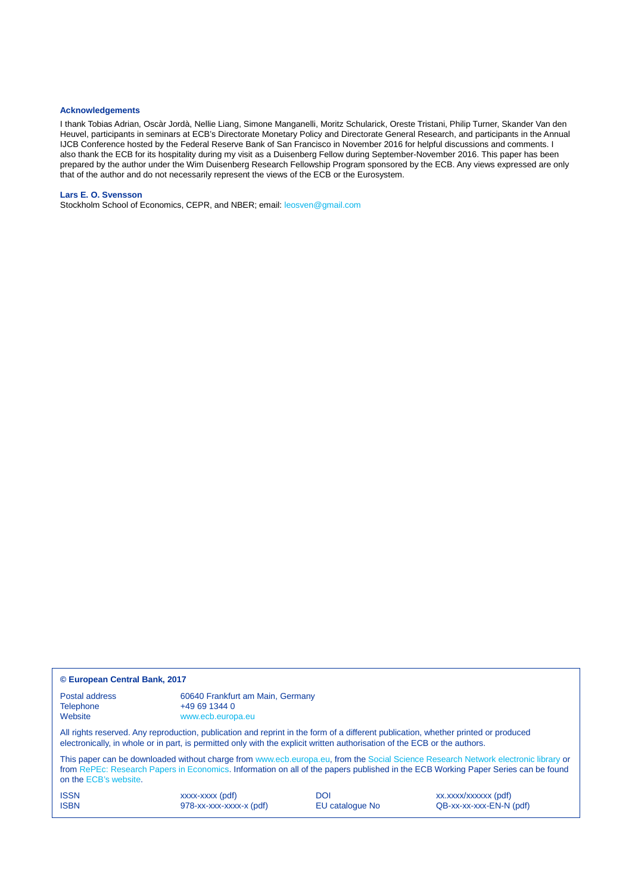**Acknowledgements**

I thank Tobias Adrian, Oscàr Jordà, Nellie Liang, Simone Manganelli, Moritz Schularick, Oreste Tristani, Philip Turner, Skander Van den Heuvel, participants in seminars at ECB's Directorate Monetary Policy and Directorate General Research, and participants in the Annual IJCB Conference hosted by the Federal Reserve Bank of San Francisco in November 2016 for helpful discussions and comments. I also thank the ECB for its hospitality during my visit as a Duisenberg Fellow during September-November 2016. This paper has been prepared by the author under the Wim Duisenberg Research Fellowship Program sponsored by the ECB. Any views expressed are only that of the author and do not necessarily represent the views of the ECB or the Eurosystem.

**Lars E. O. Svensson**

Stockholm School of Economics, CEPR, and NBER; email: leosven@gmail.com

**© European Central Bank, 2017**

| | |
|---|---|
| Postal address | 60640 Frankfurt am Main, Germany |
| Telephone | +49 69 1344 0 |
| Website | www.ecb.europa.eu |

All rights reserved. Any reproduction, publication and reprint in the form of a different publication, whether printed or produced electronically, in whole or in part, is permitted only with the explicit written authorisation of the ECB or the authors.

This paper can be downloaded without charge from www.ecb.europa.eu, from the Social Science Research Network electronic library or from RePEc: Research Papers in Economics. Information on all of the papers published in the ECB Working Paper Series can be found on the ECB's website.

| | | | |
|---|---|---|---|
| ISSN | xxxx-xxxx (pdf) | DOI | xx.xxxx/xxxxxx (pdf) |
| ISBN | 978-xx-xxx-xxxx-x (pdf) | EU catalogue No | QB-xx-xx-xxx-EN-N (pdf) |